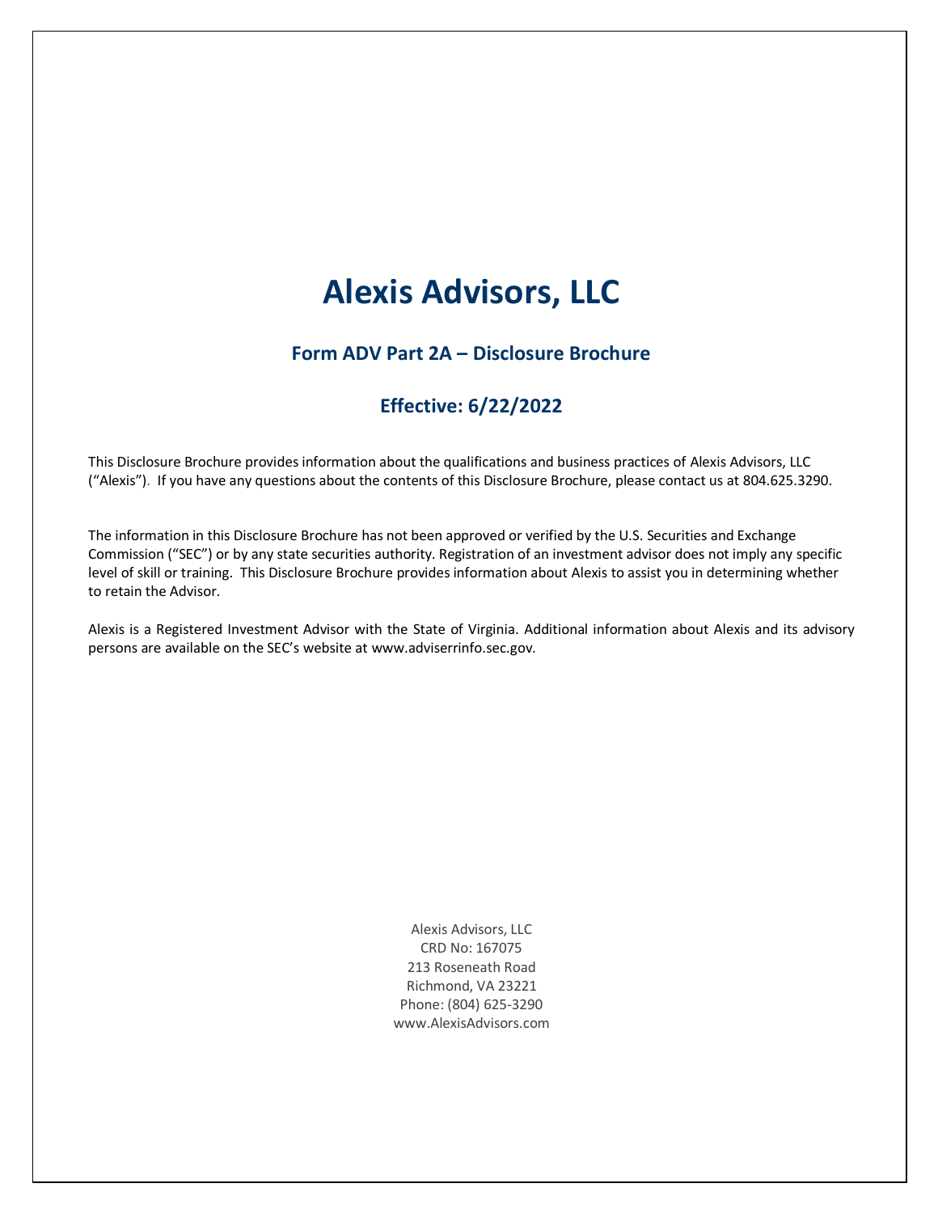# Alexis Advisors, LLC

## Form ADV Part 2A – Disclosure Brochure

## Effective: 6/22/2022

This Disclosure Brochure provides information about the qualifications and business practices of Alexis Advisors, LLC ("Alexis"). If you have any questions about the contents of this Disclosure Brochure, please contact us at 804.625.3290.

The information in this Disclosure Brochure has not been approved or verified by the U.S. Securities and Exchange Commission ("SEC") or by any state securities authority. Registration of an investment advisor does not imply any specific level of skill or training. This Disclosure Brochure provides information about Alexis to assist you in determining whether to retain the Advisor.

Alexis is a Registered Investment Advisor with the State of Virginia. Additional information about Alexis and its advisory persons are available on the SEC's website at www.adviserrinfo.sec.gov.

Alexis Advisors, LLC
CRD No: 167075
213 Roseneath Road
Richmond, VA 23221
Phone: (804) 625-3290
www.AlexisAdvisors.com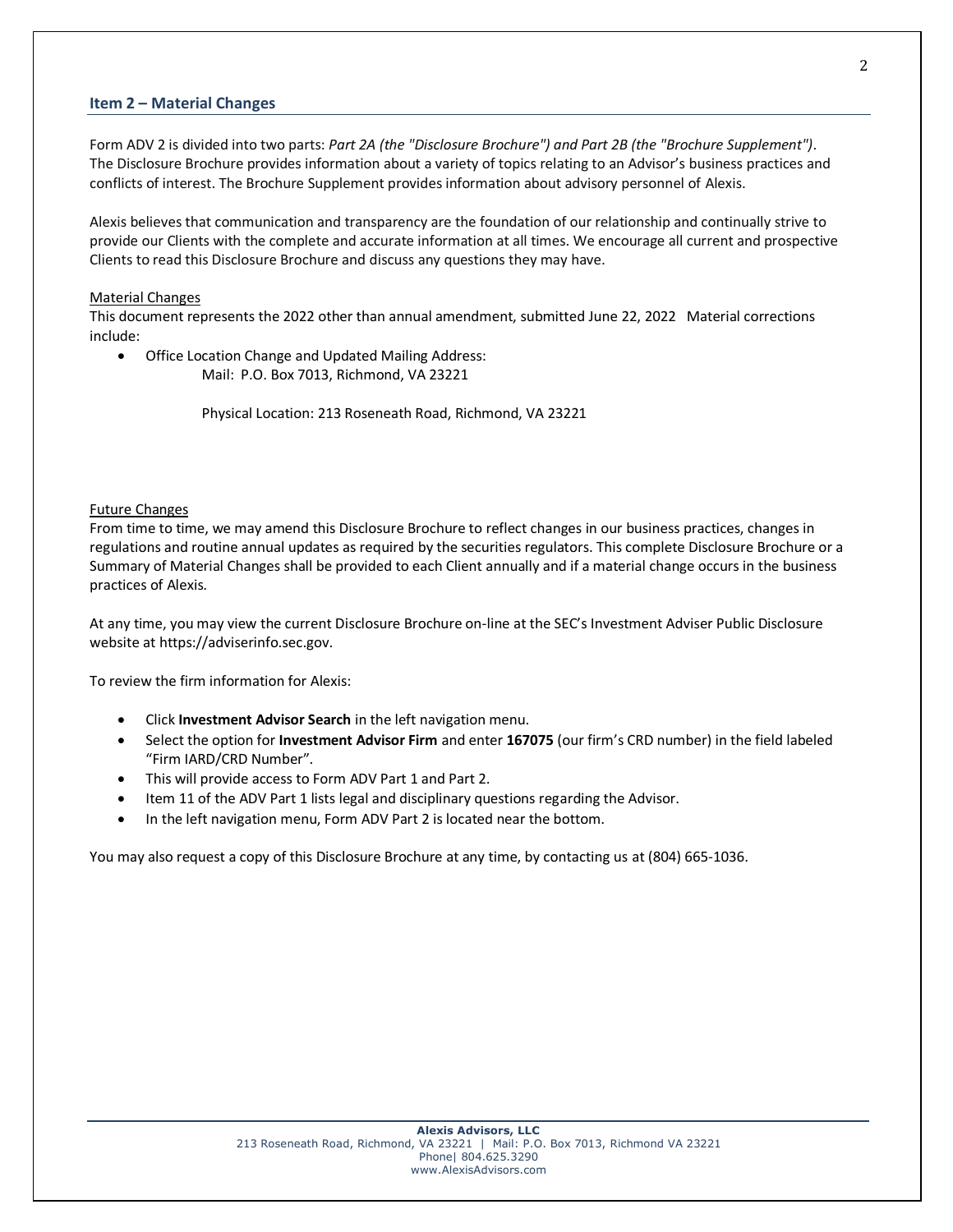## Item 2 – Material Changes

Form ADV 2 is divided into two parts: *Part 2A (the "Disclosure Brochure") and Part 2B (the "Brochure Supplement")*. The Disclosure Brochure provides information about a variety of topics relating to an Advisor's business practices and conflicts of interest. The Brochure Supplement provides information about advisory personnel of Alexis.

Alexis believes that communication and transparency are the foundation of our relationship and continually strive to provide our Clients with the complete and accurate information at all times. We encourage all current and prospective Clients to read this Disclosure Brochure and discuss any questions they may have.

Material Changes

This document represents the 2022 other than annual amendment, submitted June 22, 2022 Material corrections include:

- Office Location Change and Updated Mailing Address:
  - Mail: P.O. Box 7013, Richmond, VA 23221
  - Physical Location: 213 Roseneath Road, Richmond, VA 23221

Future Changes

From time to time, we may amend this Disclosure Brochure to reflect changes in our business practices, changes in regulations and routine annual updates as required by the securities regulators. This complete Disclosure Brochure or a Summary of Material Changes shall be provided to each Client annually and if a material change occurs in the business practices of Alexis.

At any time, you may view the current Disclosure Brochure on-line at the SEC's Investment Adviser Public Disclosure website at https://adviserinfo.sec.gov.

To review the firm information for Alexis:

- Click **Investment Advisor Search** in the left navigation menu.
- Select the option for **Investment Advisor Firm** and enter **167075** (our firm's CRD number) in the field labeled "Firm IARD/CRD Number".
- This will provide access to Form ADV Part 1 and Part 2.
- Item 11 of the ADV Part 1 lists legal and disciplinary questions regarding the Advisor.
- In the left navigation menu, Form ADV Part 2 is located near the bottom.

You may also request a copy of this Disclosure Brochure at any time, by contacting us at (804) 665-1036.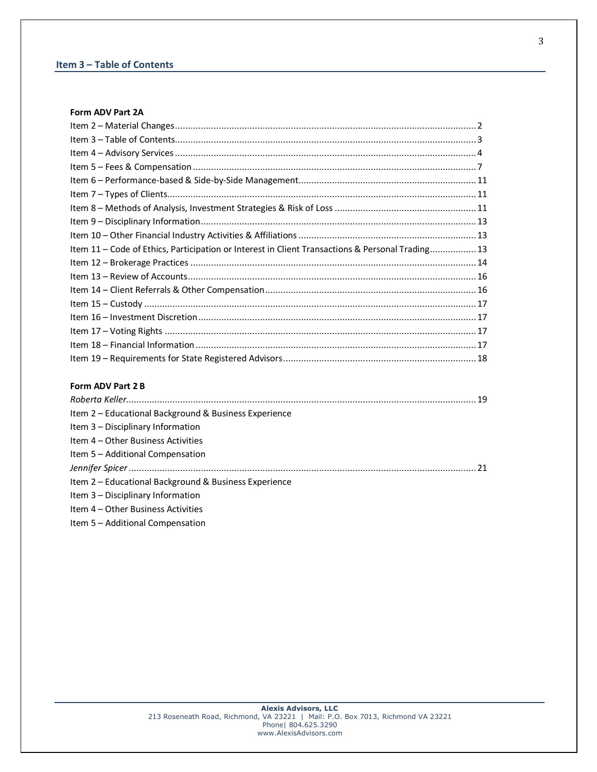## Item 3 – Table of Contents

**Form ADV Part 2A**

Item 2 – Material Changes .................................................. 2
Item 3 – Table of Contents .................................................. 3
Item 4 – Advisory Services .................................................. 4
Item 5 – Fees & Compensation .................................................. 7
Item 6 – Performance-based & Side-by-Side Management .................................................. 11
Item 7 – Types of Clients .................................................. 11
Item 8 – Methods of Analysis, Investment Strategies & Risk of Loss .................................................. 11
Item 9 – Disciplinary Information .................................................. 13
Item 10 – Other Financial Industry Activities & Affiliations .................................................. 13
Item 11 – Code of Ethics, Participation or Interest in Client Transactions & Personal Trading .................................................. 13
Item 12 – Brokerage Practices .................................................. 14
Item 13 – Review of Accounts .................................................. 16
Item 14 – Client Referrals & Other Compensation .................................................. 16
Item 15 – Custody .................................................. 17
Item 16 – Investment Discretion .................................................. 17
Item 17 – Voting Rights .................................................. 17
Item 18 – Financial Information .................................................. 17
Item 19 – Requirements for State Registered Advisors .................................................. 18

**Form ADV Part 2 B**

*Roberta Keller* .................................................. 19
Item 2 – Educational Background & Business Experience
Item 3 – Disciplinary Information
Item 4 – Other Business Activities
Item 5 – Additional Compensation
*Jennifer Spicer* .................................................. 21
Item 2 – Educational Background & Business Experience
Item 3 – Disciplinary Information
Item 4 – Other Business Activities
Item 5 – Additional Compensation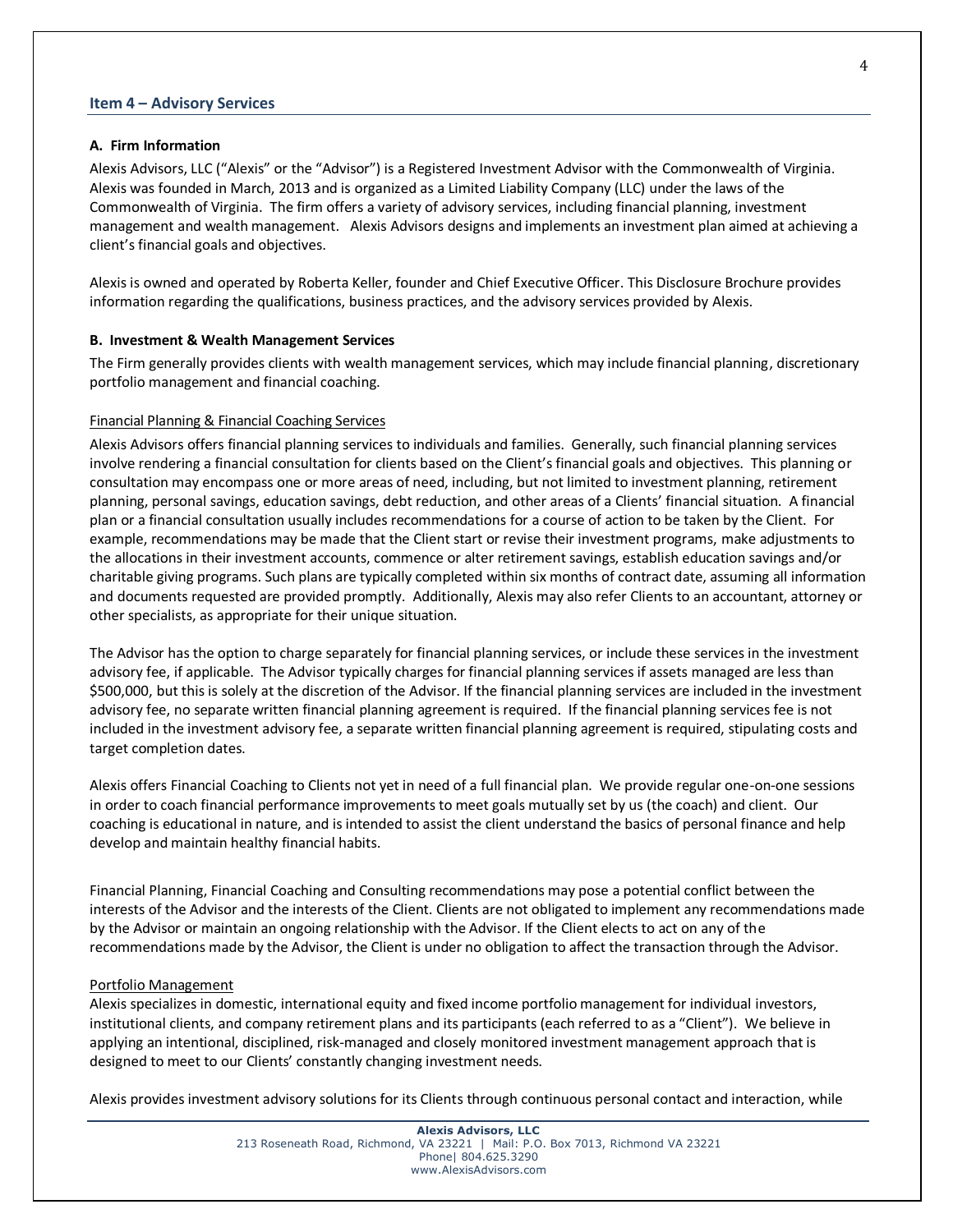## Item 4 – Advisory Services

### A. Firm Information

Alexis Advisors, LLC ("Alexis" or the "Advisor") is a Registered Investment Advisor with the Commonwealth of Virginia. Alexis was founded in March, 2013 and is organized as a Limited Liability Company (LLC) under the laws of the Commonwealth of Virginia. The firm offers a variety of advisory services, including financial planning, investment management and wealth management. Alexis Advisors designs and implements an investment plan aimed at achieving a client's financial goals and objectives.

Alexis is owned and operated by Roberta Keller, founder and Chief Executive Officer. This Disclosure Brochure provides information regarding the qualifications, business practices, and the advisory services provided by Alexis.

### B. Investment & Wealth Management Services

The Firm generally provides clients with wealth management services, which may include financial planning, discretionary portfolio management and financial coaching.

Financial Planning & Financial Coaching Services

Alexis Advisors offers financial planning services to individuals and families. Generally, such financial planning services involve rendering a financial consultation for clients based on the Client's financial goals and objectives. This planning or consultation may encompass one or more areas of need, including, but not limited to investment planning, retirement planning, personal savings, education savings, debt reduction, and other areas of a Clients' financial situation. A financial plan or a financial consultation usually includes recommendations for a course of action to be taken by the Client. For example, recommendations may be made that the Client start or revise their investment programs, make adjustments to the allocations in their investment accounts, commence or alter retirement savings, establish education savings and/or charitable giving programs. Such plans are typically completed within six months of contract date, assuming all information and documents requested are provided promptly. Additionally, Alexis may also refer Clients to an accountant, attorney or other specialists, as appropriate for their unique situation.

The Advisor has the option to charge separately for financial planning services, or include these services in the investment advisory fee, if applicable. The Advisor typically charges for financial planning services if assets managed are less than $500,000, but this is solely at the discretion of the Advisor. If the financial planning services are included in the investment advisory fee, no separate written financial planning agreement is required. If the financial planning services fee is not included in the investment advisory fee, a separate written financial planning agreement is required, stipulating costs and target completion dates.

Alexis offers Financial Coaching to Clients not yet in need of a full financial plan. We provide regular one-on-one sessions in order to coach financial performance improvements to meet goals mutually set by us (the coach) and client. Our coaching is educational in nature, and is intended to assist the client understand the basics of personal finance and help develop and maintain healthy financial habits.

Financial Planning, Financial Coaching and Consulting recommendations may pose a potential conflict between the interests of the Advisor and the interests of the Client. Clients are not obligated to implement any recommendations made by the Advisor or maintain an ongoing relationship with the Advisor. If the Client elects to act on any of the recommendations made by the Advisor, the Client is under no obligation to affect the transaction through the Advisor.

Portfolio Management

Alexis specializes in domestic, international equity and fixed income portfolio management for individual investors, institutional clients, and company retirement plans and its participants (each referred to as a "Client"). We believe in applying an intentional, disciplined, risk-managed and closely monitored investment management approach that is designed to meet to our Clients' constantly changing investment needs.

Alexis provides investment advisory solutions for its Clients through continuous personal contact and interaction, while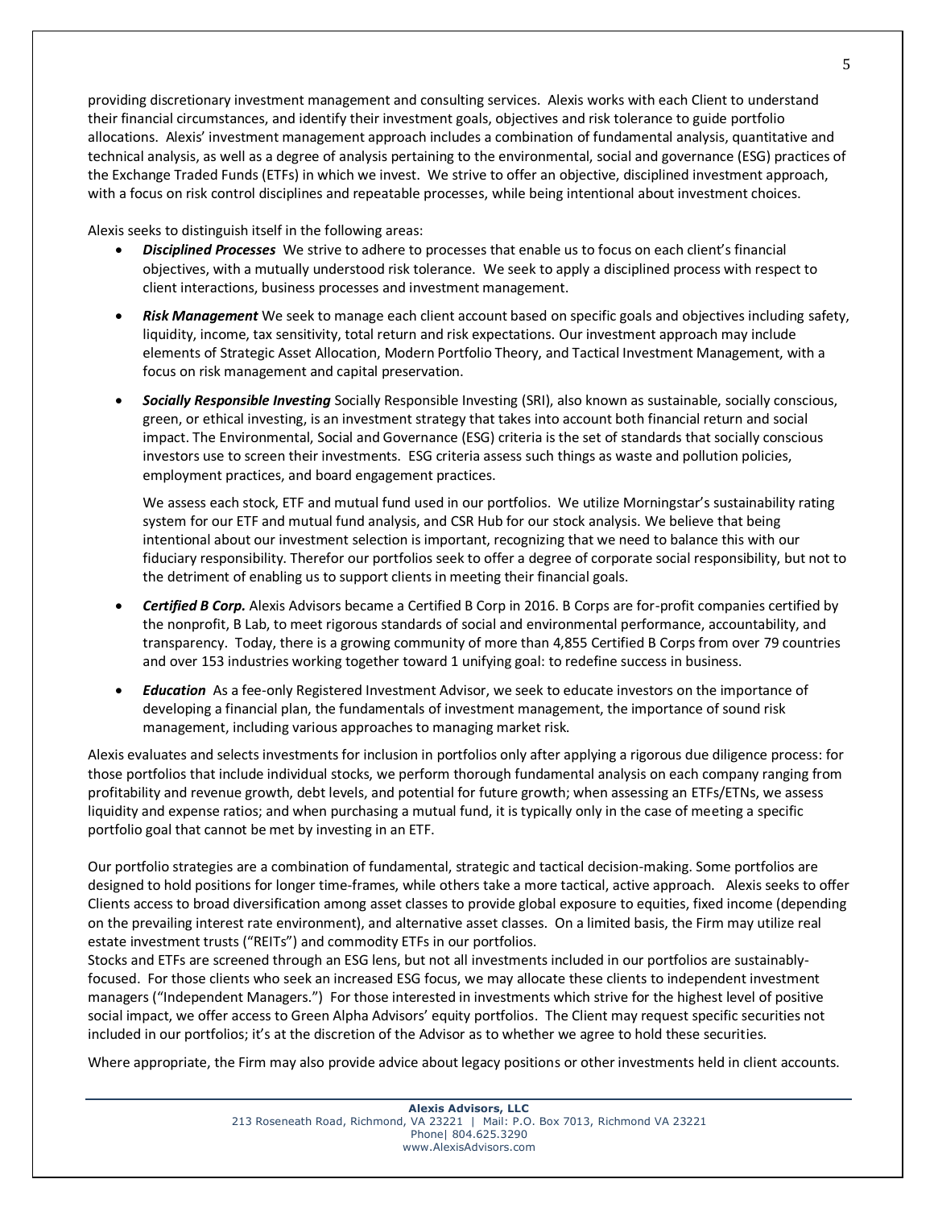providing discretionary investment management and consulting services. Alexis works with each Client to understand their financial circumstances, and identify their investment goals, objectives and risk tolerance to guide portfolio allocations. Alexis' investment management approach includes a combination of fundamental analysis, quantitative and technical analysis, as well as a degree of analysis pertaining to the environmental, social and governance (ESG) practices of the Exchange Traded Funds (ETFs) in which we invest. We strive to offer an objective, disciplined investment approach, with a focus on risk control disciplines and repeatable processes, while being intentional about investment choices.

Alexis seeks to distinguish itself in the following areas:

- ***Disciplined Processes*** We strive to adhere to processes that enable us to focus on each client's financial objectives, with a mutually understood risk tolerance. We seek to apply a disciplined process with respect to client interactions, business processes and investment management.
- ***Risk Management*** We seek to manage each client account based on specific goals and objectives including safety, liquidity, income, tax sensitivity, total return and risk expectations. Our investment approach may include elements of Strategic Asset Allocation, Modern Portfolio Theory, and Tactical Investment Management, with a focus on risk management and capital preservation.
- ***Socially Responsible Investing*** Socially Responsible Investing (SRI), also known as sustainable, socially conscious, green, or ethical investing, is an investment strategy that takes into account both financial return and social impact. The Environmental, Social and Governance (ESG) criteria is the set of standards that socially conscious investors use to screen their investments. ESG criteria assess such things as waste and pollution policies, employment practices, and board engagement practices.

  We assess each stock, ETF and mutual fund used in our portfolios. We utilize Morningstar's sustainability rating system for our ETF and mutual fund analysis, and CSR Hub for our stock analysis. We believe that being intentional about our investment selection is important, recognizing that we need to balance this with our fiduciary responsibility. Therefor our portfolios seek to offer a degree of corporate social responsibility, but not to the detriment of enabling us to support clients in meeting their financial goals.
- ***Certified B Corp.*** Alexis Advisors became a Certified B Corp in 2016. B Corps are for-profit companies certified by the nonprofit, B Lab, to meet rigorous standards of social and environmental performance, accountability, and transparency. Today, there is a growing community of more than 4,855 Certified B Corps from over 79 countries and over 153 industries working together toward 1 unifying goal: to redefine success in business.
- ***Education*** As a fee-only Registered Investment Advisor, we seek to educate investors on the importance of developing a financial plan, the fundamentals of investment management, the importance of sound risk management, including various approaches to managing market risk.

Alexis evaluates and selects investments for inclusion in portfolios only after applying a rigorous due diligence process: for those portfolios that include individual stocks, we perform thorough fundamental analysis on each company ranging from profitability and revenue growth, debt levels, and potential for future growth; when assessing an ETFs/ETNs, we assess liquidity and expense ratios; and when purchasing a mutual fund, it is typically only in the case of meeting a specific portfolio goal that cannot be met by investing in an ETF.

Our portfolio strategies are a combination of fundamental, strategic and tactical decision-making. Some portfolios are designed to hold positions for longer time-frames, while others take a more tactical, active approach. Alexis seeks to offer Clients access to broad diversification among asset classes to provide global exposure to equities, fixed income (depending on the prevailing interest rate environment), and alternative asset classes. On a limited basis, the Firm may utilize real estate investment trusts ("REITs") and commodity ETFs in our portfolios.

Stocks and ETFs are screened through an ESG lens, but not all investments included in our portfolios are sustainably-focused. For those clients who seek an increased ESG focus, we may allocate these clients to independent investment managers ("Independent Managers.") For those interested in investments which strive for the highest level of positive social impact, we offer access to Green Alpha Advisors' equity portfolios. The Client may request specific securities not included in our portfolios; it's at the discretion of the Advisor as to whether we agree to hold these securities.

Where appropriate, the Firm may also provide advice about legacy positions or other investments held in client accounts.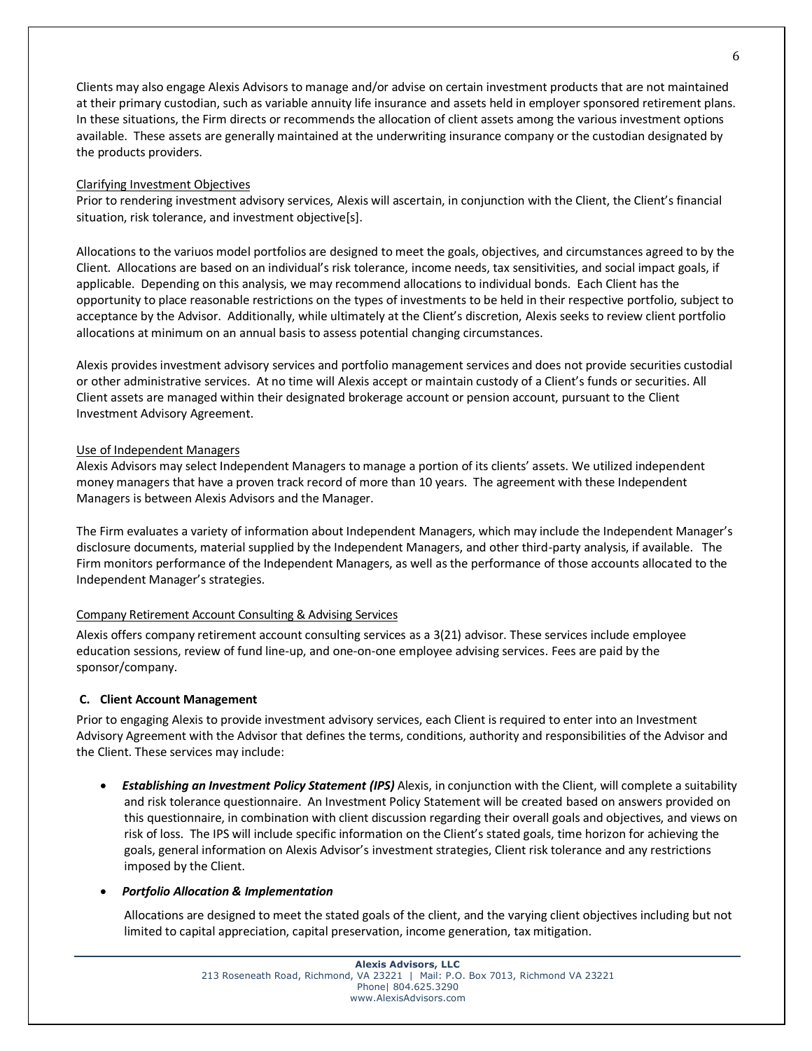Clients may also engage Alexis Advisors to manage and/or advise on certain investment products that are not maintained at their primary custodian, such as variable annuity life insurance and assets held in employer sponsored retirement plans. In these situations, the Firm directs or recommends the allocation of client assets among the various investment options available. These assets are generally maintained at the underwriting insurance company or the custodian designated by the products providers.

<u>Clarifying Investment Objectives</u>
Prior to rendering investment advisory services, Alexis will ascertain, in conjunction with the Client, the Client's financial situation, risk tolerance, and investment objective[s].

Allocations to the variuos model portfolios are designed to meet the goals, objectives, and circumstances agreed to by the Client. Allocations are based on an individual's risk tolerance, income needs, tax sensitivities, and social impact goals, if applicable. Depending on this analysis, we may recommend allocations to individual bonds. Each Client has the opportunity to place reasonable restrictions on the types of investments to be held in their respective portfolio, subject to acceptance by the Advisor. Additionally, while ultimately at the Client's discretion, Alexis seeks to review client portfolio allocations at minimum on an annual basis to assess potential changing circumstances.

Alexis provides investment advisory services and portfolio management services and does not provide securities custodial or other administrative services. At no time will Alexis accept or maintain custody of a Client's funds or securities. All Client assets are managed within their designated brokerage account or pension account, pursuant to the Client Investment Advisory Agreement.

<u>Use of Independent Managers</u>
Alexis Advisors may select Independent Managers to manage a portion of its clients' assets. We utilized independent money managers that have a proven track record of more than 10 years. The agreement with these Independent Managers is between Alexis Advisors and the Manager.

The Firm evaluates a variety of information about Independent Managers, which may include the Independent Manager's disclosure documents, material supplied by the Independent Managers, and other third-party analysis, if available. The Firm monitors performance of the Independent Managers, as well as the performance of those accounts allocated to the Independent Manager's strategies.

<u>Company Retirement Account Consulting & Advising Services</u>
Alexis offers company retirement account consulting services as a 3(21) advisor. These services include employee education sessions, review of fund line-up, and one-on-one employee advising services. Fees are paid by the sponsor/company.

**C. Client Account Management**

Prior to engaging Alexis to provide investment advisory services, each Client is required to enter into an Investment Advisory Agreement with the Advisor that defines the terms, conditions, authority and responsibilities of the Advisor and the Client. These services may include:

- ***Establishing an Investment Policy Statement (IPS)*** Alexis, in conjunction with the Client, will complete a suitability and risk tolerance questionnaire. An Investment Policy Statement will be created based on answers provided on this questionnaire, in combination with client discussion regarding their overall goals and objectives, and views on risk of loss. The IPS will include specific information on the Client's stated goals, time horizon for achieving the goals, general information on Alexis Advisor's investment strategies, Client risk tolerance and any restrictions imposed by the Client.

- ***Portfolio Allocation & Implementation***

  Allocations are designed to meet the stated goals of the client, and the varying client objectives including but not limited to capital appreciation, capital preservation, income generation, tax mitigation.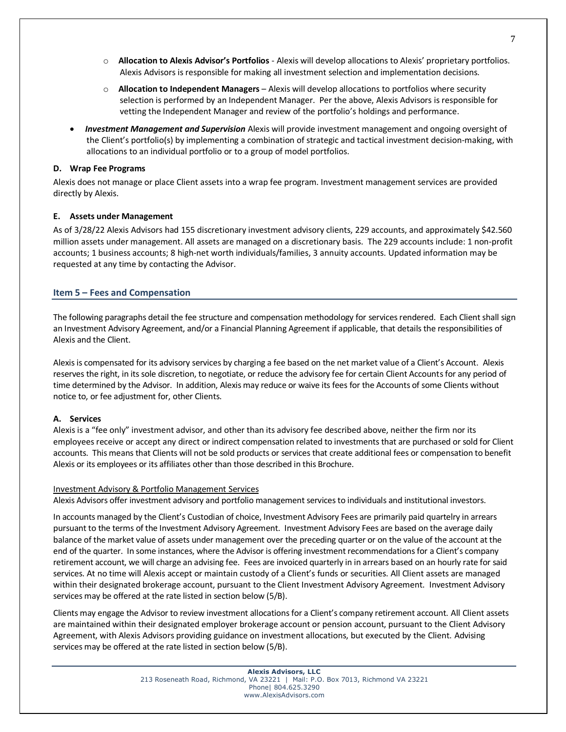- **Allocation to Alexis Advisor's Portfolios** - Alexis will develop allocations to Alexis' proprietary portfolios. Alexis Advisors is responsible for making all investment selection and implementation decisions.
- **Allocation to Independent Managers** – Alexis will develop allocations to portfolios where security selection is performed by an Independent Manager. Per the above, Alexis Advisors is responsible for vetting the Independent Manager and review of the portfolio's holdings and performance.

- ***Investment Management and Supervision*** Alexis will provide investment management and ongoing oversight of the Client's portfolio(s) by implementing a combination of strategic and tactical investment decision-making, with allocations to an individual portfolio or to a group of model portfolios.

**D. Wrap Fee Programs**

Alexis does not manage or place Client assets into a wrap fee program. Investment management services are provided directly by Alexis.

**E. Assets under Management**

As of 3/28/22 Alexis Advisors had 155 discretionary investment advisory clients, 229 accounts, and approximately $42.560 million assets under management. All assets are managed on a discretionary basis. The 229 accounts include: 1 non-profit accounts; 1 business accounts; 8 high-net worth individuals/families, 3 annuity accounts. Updated information may be requested at any time by contacting the Advisor.

## Item 5 – Fees and Compensation

The following paragraphs detail the fee structure and compensation methodology for services rendered. Each Client shall sign an Investment Advisory Agreement, and/or a Financial Planning Agreement if applicable, that details the responsibilities of Alexis and the Client.

Alexis is compensated for its advisory services by charging a fee based on the net market value of a Client's Account. Alexis reserves the right, in its sole discretion, to negotiate, or reduce the advisory fee for certain Client Accounts for any period of time determined by the Advisor. In addition, Alexis may reduce or waive its fees for the Accounts of some Clients without notice to, or fee adjustment for, other Clients.

**A. Services**

Alexis is a "fee only" investment advisor, and other than its advisory fee described above, neither the firm nor its employees receive or accept any direct or indirect compensation related to investments that are purchased or sold for Client accounts. This means that Clients will not be sold products or services that create additional fees or compensation to benefit Alexis or its employees or its affiliates other than those described in this Brochure.

<u>Investment Advisory & Portfolio Management Services</u>

Alexis Advisors offer investment advisory and portfolio management services to individuals and institutional investors.

In accounts managed by the Client's Custodian of choice, Investment Advisory Fees are primarily paid quartelry in arrears pursuant to the terms of the Investment Advisory Agreement. Investment Advisory Fees are based on the average daily balance of the market value of assets under management over the preceding quarter or on the value of the account at the end of the quarter. In some instances, where the Advisor is offering investment recommendations for a Client's company retirement account, we will charge an advising fee. Fees are invoiced quarterly in in arrears based on an hourly rate for said services. At no time will Alexis accept or maintain custody of a Client's funds or securities. All Client assets are managed within their designated brokerage account, pursuant to the Client Investment Advisory Agreement. Investment Advisory services may be offered at the rate listed in section below (5/B).

Clients may engage the Advisor to review investment allocations for a Client's company retirement account. All Client assets are maintained within their designated employer brokerage account or pension account, pursuant to the Client Advisory Agreement, with Alexis Advisors providing guidance on investment allocations, but executed by the Client. Advising services may be offered at the rate listed in section below (5/B).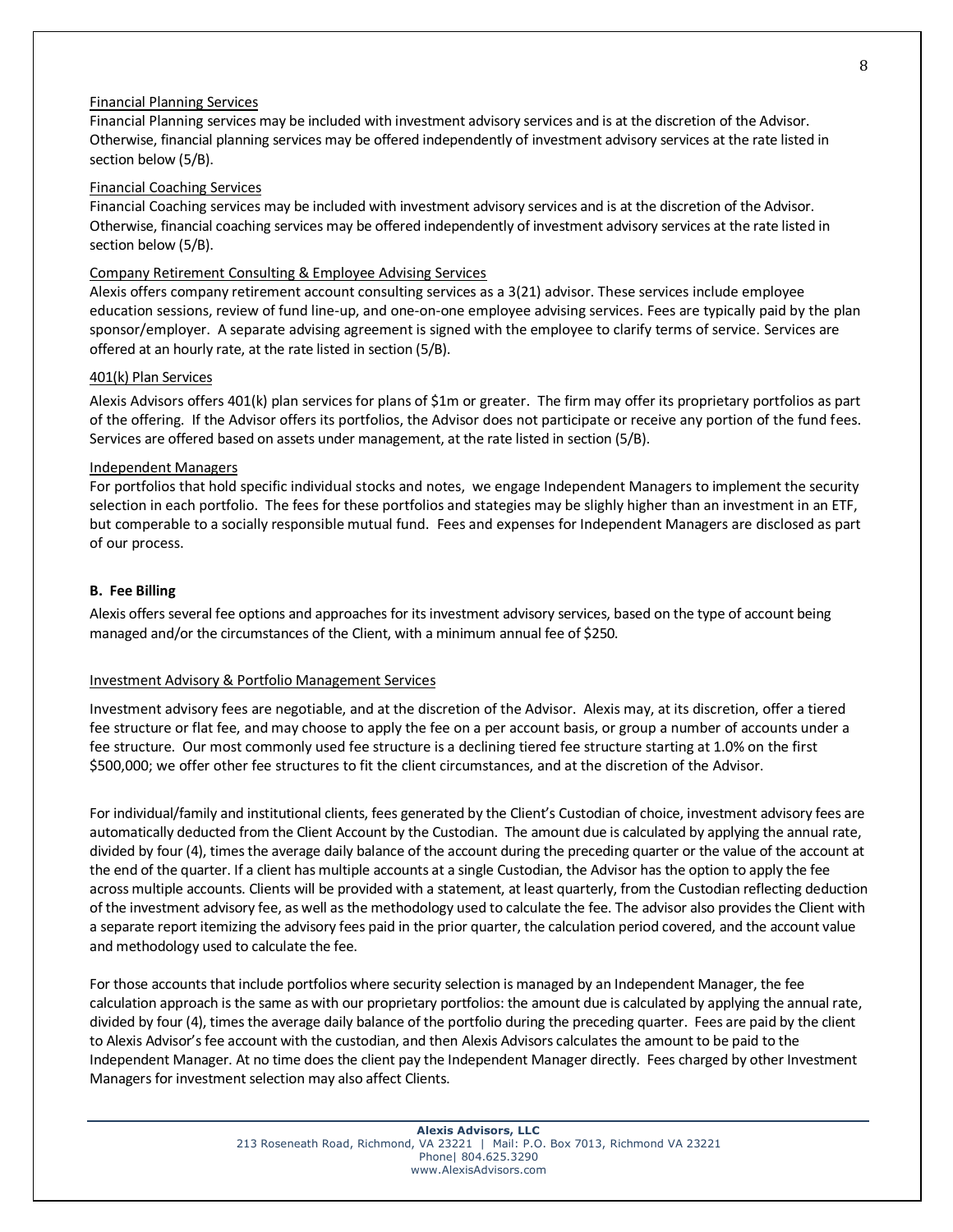Financial Planning Services

Financial Planning services may be included with investment advisory services and is at the discretion of the Advisor. Otherwise, financial planning services may be offered independently of investment advisory services at the rate listed in section below (5/B).

Financial Coaching Services

Financial Coaching services may be included with investment advisory services and is at the discretion of the Advisor. Otherwise, financial coaching services may be offered independently of investment advisory services at the rate listed in section below (5/B).

Company Retirement Consulting & Employee Advising Services

Alexis offers company retirement account consulting services as a 3(21) advisor. These services include employee education sessions, review of fund line-up, and one-on-one employee advising services. Fees are typically paid by the plan sponsor/employer. A separate advising agreement is signed with the employee to clarify terms of service. Services are offered at an hourly rate, at the rate listed in section (5/B).

401(k) Plan Services

Alexis Advisors offers 401(k) plan services for plans of $1m or greater. The firm may offer its proprietary portfolios as part of the offering. If the Advisor offers its portfolios, the Advisor does not participate or receive any portion of the fund fees. Services are offered based on assets under management, at the rate listed in section (5/B).

Independent Managers

For portfolios that hold specific individual stocks and notes, we engage Independent Managers to implement the security selection in each portfolio. The fees for these portfolios and stategies may be slighly higher than an investment in an ETF, but comperable to a socially responsible mutual fund. Fees and expenses for Independent Managers are disclosed as part of our process.

**B. Fee Billing**

Alexis offers several fee options and approaches for its investment advisory services, based on the type of account being managed and/or the circumstances of the Client, with a minimum annual fee of $250.

Investment Advisory & Portfolio Management Services

Investment advisory fees are negotiable, and at the discretion of the Advisor. Alexis may, at its discretion, offer a tiered fee structure or flat fee, and may choose to apply the fee on a per account basis, or group a number of accounts under a fee structure. Our most commonly used fee structure is a declining tiered fee structure starting at 1.0% on the first $500,000; we offer other fee structures to fit the client circumstances, and at the discretion of the Advisor.

For individual/family and institutional clients, fees generated by the Client's Custodian of choice, investment advisory fees are automatically deducted from the Client Account by the Custodian. The amount due is calculated by applying the annual rate, divided by four (4), times the average daily balance of the account during the preceding quarter or the value of the account at the end of the quarter. If a client has multiple accounts at a single Custodian, the Advisor has the option to apply the fee across multiple accounts. Clients will be provided with a statement, at least quarterly, from the Custodian reflecting deduction of the investment advisory fee, as well as the methodology used to calculate the fee. The advisor also provides the Client with a separate report itemizing the advisory fees paid in the prior quarter, the calculation period covered, and the account value and methodology used to calculate the fee.

For those accounts that include portfolios where security selection is managed by an Independent Manager, the fee calculation approach is the same as with our proprietary portfolios: the amount due is calculated by applying the annual rate, divided by four (4), times the average daily balance of the portfolio during the preceding quarter. Fees are paid by the client to Alexis Advisor's fee account with the custodian, and then Alexis Advisors calculates the amount to be paid to the Independent Manager. At no time does the client pay the Independent Manager directly. Fees charged by other Investment Managers for investment selection may also affect Clients.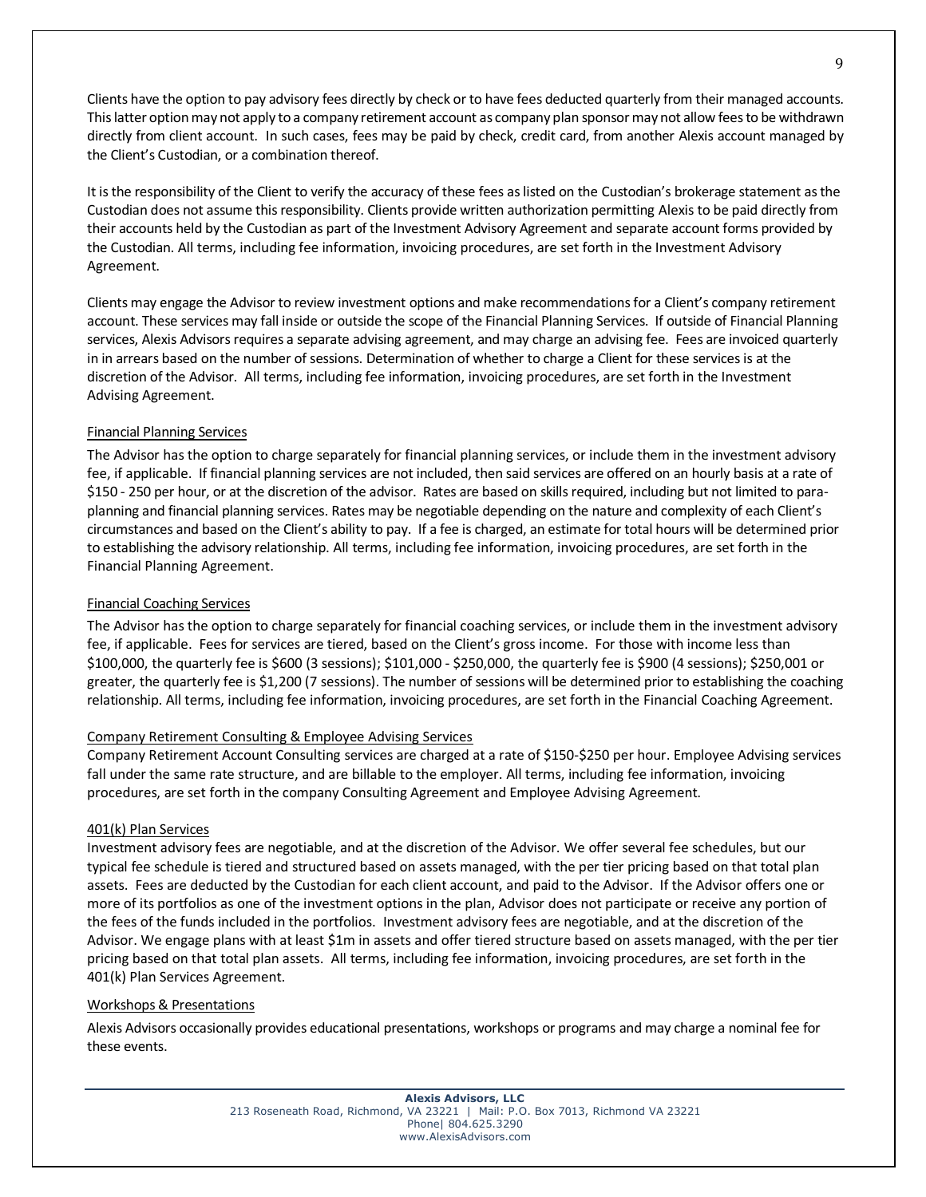Clients have the option to pay advisory fees directly by check or to have fees deducted quarterly from their managed accounts. This latter option may not apply to a company retirement account as company plan sponsor may not allow fees to be withdrawn directly from client account. In such cases, fees may be paid by check, credit card, from another Alexis account managed by the Client's Custodian, or a combination thereof.

It is the responsibility of the Client to verify the accuracy of these fees as listed on the Custodian's brokerage statement as the Custodian does not assume this responsibility. Clients provide written authorization permitting Alexis to be paid directly from their accounts held by the Custodian as part of the Investment Advisory Agreement and separate account forms provided by the Custodian. All terms, including fee information, invoicing procedures, are set forth in the Investment Advisory Agreement.

Clients may engage the Advisor to review investment options and make recommendations for a Client's company retirement account. These services may fall inside or outside the scope of the Financial Planning Services. If outside of Financial Planning services, Alexis Advisors requires a separate advising agreement, and may charge an advising fee. Fees are invoiced quarterly in in arrears based on the number of sessions. Determination of whether to charge a Client for these services is at the discretion of the Advisor. All terms, including fee information, invoicing procedures, are set forth in the Investment Advising Agreement.

<u>Financial Planning Services</u>

The Advisor has the option to charge separately for financial planning services, or include them in the investment advisory fee, if applicable. If financial planning services are not included, then said services are offered on an hourly basis at a rate of $150 - 250 per hour, or at the discretion of the advisor. Rates are based on skills required, including but not limited to para-planning and financial planning services. Rates may be negotiable depending on the nature and complexity of each Client's circumstances and based on the Client's ability to pay. If a fee is charged, an estimate for total hours will be determined prior to establishing the advisory relationship. All terms, including fee information, invoicing procedures, are set forth in the Financial Planning Agreement.

<u>Financial Coaching Services</u>

The Advisor has the option to charge separately for financial coaching services, or include them in the investment advisory fee, if applicable. Fees for services are tiered, based on the Client's gross income. For those with income less than $100,000, the quarterly fee is $600 (3 sessions); $101,000 - $250,000, the quarterly fee is $900 (4 sessions); $250,001 or greater, the quarterly fee is $1,200 (7 sessions). The number of sessions will be determined prior to establishing the coaching relationship. All terms, including fee information, invoicing procedures, are set forth in the Financial Coaching Agreement.

<u>Company Retirement Consulting & Employee Advising Services</u>

Company Retirement Account Consulting services are charged at a rate of $150-$250 per hour. Employee Advising services fall under the same rate structure, and are billable to the employer. All terms, including fee information, invoicing procedures, are set forth in the company Consulting Agreement and Employee Advising Agreement.

<u>401(k) Plan Services</u>

Investment advisory fees are negotiable, and at the discretion of the Advisor. We offer several fee schedules, but our typical fee schedule is tiered and structured based on assets managed, with the per tier pricing based on that total plan assets. Fees are deducted by the Custodian for each client account, and paid to the Advisor. If the Advisor offers one or more of its portfolios as one of the investment options in the plan, Advisor does not participate or receive any portion of the fees of the funds included in the portfolios. Investment advisory fees are negotiable, and at the discretion of the Advisor. We engage plans with at least $1m in assets and offer tiered structure based on assets managed, with the per tier pricing based on that total plan assets. All terms, including fee information, invoicing procedures, are set forth in the 401(k) Plan Services Agreement.

<u>Workshops & Presentations</u>

Alexis Advisors occasionally provides educational presentations, workshops or programs and may charge a nominal fee for these events.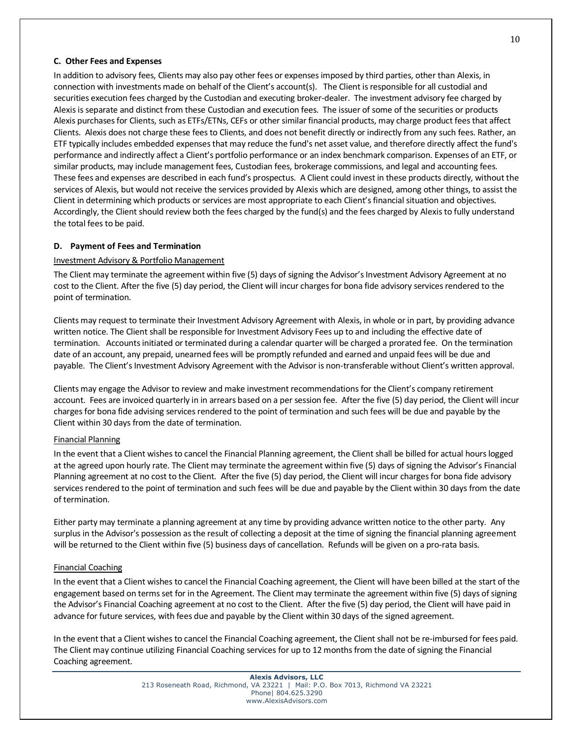### C. Other Fees and Expenses

In addition to advisory fees, Clients may also pay other fees or expenses imposed by third parties, other than Alexis, in connection with investments made on behalf of the Client's account(s). The Client is responsible for all custodial and securities execution fees charged by the Custodian and executing broker-dealer. The investment advisory fee charged by Alexis is separate and distinct from these Custodian and execution fees. The issuer of some of the securities or products Alexis purchases for Clients, such as ETFs/ETNs, CEFs or other similar financial products, may charge product fees that affect Clients. Alexis does not charge these fees to Clients, and does not benefit directly or indirectly from any such fees. Rather, an ETF typically includes embedded expenses that may reduce the fund's net asset value, and therefore directly affect the fund's performance and indirectly affect a Client's portfolio performance or an index benchmark comparison. Expenses of an ETF, or similar products, may include management fees, Custodian fees, brokerage commissions, and legal and accounting fees. These fees and expenses are described in each fund's prospectus. A Client could invest in these products directly, without the services of Alexis, but would not receive the services provided by Alexis which are designed, among other things, to assist the Client in determining which products or services are most appropriate to each Client's financial situation and objectives. Accordingly, the Client should review both the fees charged by the fund(s) and the fees charged by Alexis to fully understand the total fees to be paid.

### D. Payment of Fees and Termination

Investment Advisory & Portfolio Management

The Client may terminate the agreement within five (5) days of signing the Advisor's Investment Advisory Agreement at no cost to the Client. After the five (5) day period, the Client will incur charges for bona fide advisory services rendered to the point of termination.

Clients may request to terminate their Investment Advisory Agreement with Alexis, in whole or in part, by providing advance written notice. The Client shall be responsible for Investment Advisory Fees up to and including the effective date of termination. Accounts initiated or terminated during a calendar quarter will be charged a prorated fee. On the termination date of an account, any prepaid, unearned fees will be promptly refunded and earned and unpaid fees will be due and payable. The Client's Investment Advisory Agreement with the Advisor is non-transferable without Client's written approval.

Clients may engage the Advisor to review and make investment recommendations for the Client's company retirement account. Fees are invoiced quarterly in in arrears based on a per session fee. After the five (5) day period, the Client will incur charges for bona fide advising services rendered to the point of termination and such fees will be due and payable by the Client within 30 days from the date of termination.

Financial Planning

In the event that a Client wishes to cancel the Financial Planning agreement, the Client shall be billed for actual hours logged at the agreed upon hourly rate. The Client may terminate the agreement within five (5) days of signing the Advisor's Financial Planning agreement at no cost to the Client. After the five (5) day period, the Client will incur charges for bona fide advisory services rendered to the point of termination and such fees will be due and payable by the Client within 30 days from the date of termination.

Either party may terminate a planning agreement at any time by providing advance written notice to the other party. Any surplus in the Advisor's possession as the result of collecting a deposit at the time of signing the financial planning agreement will be returned to the Client within five (5) business days of cancellation. Refunds will be given on a pro-rata basis.

Financial Coaching

In the event that a Client wishes to cancel the Financial Coaching agreement, the Client will have been billed at the start of the engagement based on terms set for in the Agreement. The Client may terminate the agreement within five (5) days of signing the Advisor's Financial Coaching agreement at no cost to the Client. After the five (5) day period, the Client will have paid in advance for future services, with fees due and payable by the Client within 30 days of the signed agreement.

In the event that a Client wishes to cancel the Financial Coaching agreement, the Client shall not be re-imbursed for fees paid. The Client may continue utilizing Financial Coaching services for up to 12 months from the date of signing the Financial Coaching agreement.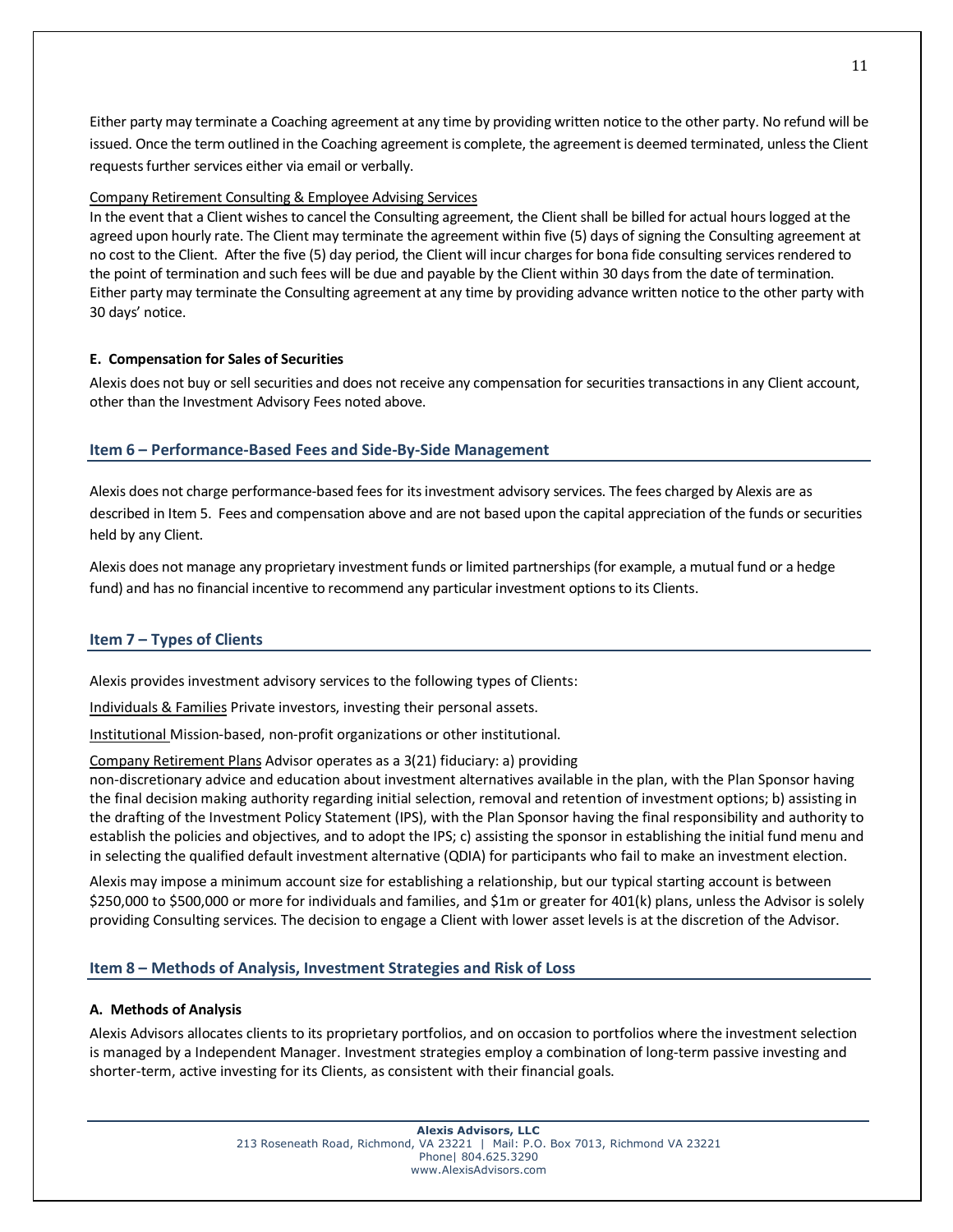Either party may terminate a Coaching agreement at any time by providing written notice to the other party. No refund will be issued. Once the term outlined in the Coaching agreement is complete, the agreement is deemed terminated, unless the Client requests further services either via email or verbally.

Company Retirement Consulting & Employee Advising Services

In the event that a Client wishes to cancel the Consulting agreement, the Client shall be billed for actual hours logged at the agreed upon hourly rate. The Client may terminate the agreement within five (5) days of signing the Consulting agreement at no cost to the Client. After the five (5) day period, the Client will incur charges for bona fide consulting services rendered to the point of termination and such fees will be due and payable by the Client within 30 days from the date of termination. Either party may terminate the Consulting agreement at any time by providing advance written notice to the other party with 30 days' notice.

#### E. Compensation for Sales of Securities

Alexis does not buy or sell securities and does not receive any compensation for securities transactions in any Client account, other than the Investment Advisory Fees noted above.

## Item 6 – Performance-Based Fees and Side-By-Side Management

Alexis does not charge performance-based fees for its investment advisory services. The fees charged by Alexis are as described in Item 5. Fees and compensation above and are not based upon the capital appreciation of the funds or securities held by any Client.

Alexis does not manage any proprietary investment funds or limited partnerships (for example, a mutual fund or a hedge fund) and has no financial incentive to recommend any particular investment options to its Clients.

## Item 7 – Types of Clients

Alexis provides investment advisory services to the following types of Clients:

Individuals & Families Private investors, investing their personal assets.

Institutional Mission-based, non-profit organizations or other institutional.

Company Retirement Plans Advisor operates as a 3(21) fiduciary: a) providing non-discretionary advice and education about investment alternatives available in the plan, with the Plan Sponsor having the final decision making authority regarding initial selection, removal and retention of investment options; b) assisting in the drafting of the Investment Policy Statement (IPS), with the Plan Sponsor having the final responsibility and authority to establish the policies and objectives, and to adopt the IPS; c) assisting the sponsor in establishing the initial fund menu and in selecting the qualified default investment alternative (QDIA) for participants who fail to make an investment election.

Alexis may impose a minimum account size for establishing a relationship, but our typical starting account is between \$250,000 to \$500,000 or more for individuals and families, and \$1m or greater for 401(k) plans, unless the Advisor is solely providing Consulting services. The decision to engage a Client with lower asset levels is at the discretion of the Advisor.

## Item 8 – Methods of Analysis, Investment Strategies and Risk of Loss

#### A. Methods of Analysis

Alexis Advisors allocates clients to its proprietary portfolios, and on occasion to portfolios where the investment selection is managed by a Independent Manager. Investment strategies employ a combination of long-term passive investing and shorter-term, active investing for its Clients, as consistent with their financial goals.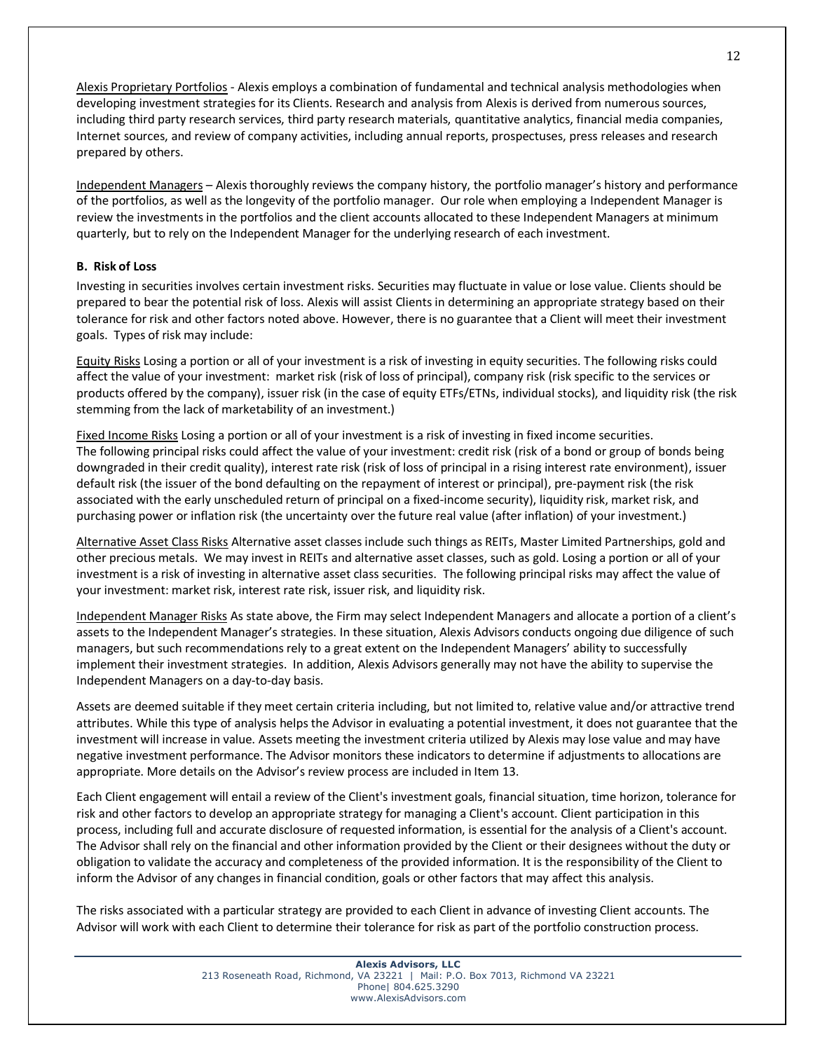<u>Alexis Proprietary Portfolios</u> - Alexis employs a combination of fundamental and technical analysis methodologies when developing investment strategies for its Clients. Research and analysis from Alexis is derived from numerous sources, including third party research services, third party research materials, quantitative analytics, financial media companies, Internet sources, and review of company activities, including annual reports, prospectuses, press releases and research prepared by others.

<u>Independent Managers</u> – Alexis thoroughly reviews the company history, the portfolio manager's history and performance of the portfolios, as well as the longevity of the portfolio manager. Our role when employing a Independent Manager is review the investments in the portfolios and the client accounts allocated to these Independent Managers at minimum quarterly, but to rely on the Independent Manager for the underlying research of each investment.

**B. Risk of Loss**

Investing in securities involves certain investment risks. Securities may fluctuate in value or lose value. Clients should be prepared to bear the potential risk of loss. Alexis will assist Clients in determining an appropriate strategy based on their tolerance for risk and other factors noted above. However, there is no guarantee that a Client will meet their investment goals. Types of risk may include:

<u>Equity Risks</u> Losing a portion or all of your investment is a risk of investing in equity securities. The following risks could affect the value of your investment: market risk (risk of loss of principal), company risk (risk specific to the services or products offered by the company), issuer risk (in the case of equity ETFs/ETNs, individual stocks), and liquidity risk (the risk stemming from the lack of marketability of an investment.)

<u>Fixed Income Risks</u> Losing a portion or all of your investment is a risk of investing in fixed income securities. The following principal risks could affect the value of your investment: credit risk (risk of a bond or group of bonds being downgraded in their credit quality), interest rate risk (risk of loss of principal in a rising interest rate environment), issuer default risk (the issuer of the bond defaulting on the repayment of interest or principal), pre-payment risk (the risk associated with the early unscheduled return of principal on a fixed-income security), liquidity risk, market risk, and purchasing power or inflation risk (the uncertainty over the future real value (after inflation) of your investment.)

<u>Alternative Asset Class Risks</u> Alternative asset classes include such things as REITs, Master Limited Partnerships, gold and other precious metals. We may invest in REITs and alternative asset classes, such as gold. Losing a portion or all of your investment is a risk of investing in alternative asset class securities. The following principal risks may affect the value of your investment: market risk, interest rate risk, issuer risk, and liquidity risk.

<u>Independent Manager Risks</u> As state above, the Firm may select Independent Managers and allocate a portion of a client's assets to the Independent Manager's strategies. In these situation, Alexis Advisors conducts ongoing due diligence of such managers, but such recommendations rely to a great extent on the Independent Managers' ability to successfully implement their investment strategies. In addition, Alexis Advisors generally may not have the ability to supervise the Independent Managers on a day-to-day basis.

Assets are deemed suitable if they meet certain criteria including, but not limited to, relative value and/or attractive trend attributes. While this type of analysis helps the Advisor in evaluating a potential investment, it does not guarantee that the investment will increase in value. Assets meeting the investment criteria utilized by Alexis may lose value and may have negative investment performance. The Advisor monitors these indicators to determine if adjustments to allocations are appropriate. More details on the Advisor's review process are included in Item 13.

Each Client engagement will entail a review of the Client's investment goals, financial situation, time horizon, tolerance for risk and other factors to develop an appropriate strategy for managing a Client's account. Client participation in this process, including full and accurate disclosure of requested information, is essential for the analysis of a Client's account. The Advisor shall rely on the financial and other information provided by the Client or their designees without the duty or obligation to validate the accuracy and completeness of the provided information. It is the responsibility of the Client to inform the Advisor of any changes in financial condition, goals or other factors that may affect this analysis.

The risks associated with a particular strategy are provided to each Client in advance of investing Client accounts. The Advisor will work with each Client to determine their tolerance for risk as part of the portfolio construction process.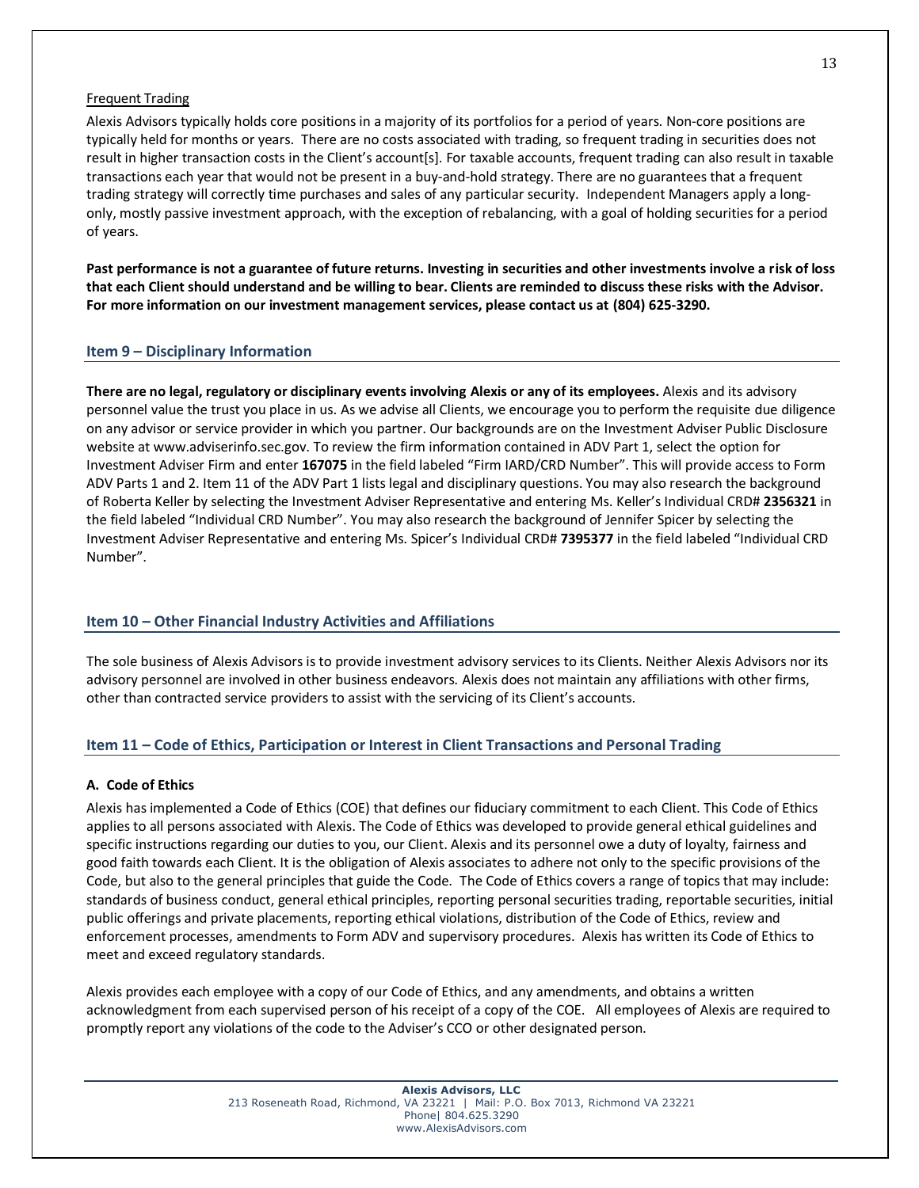Frequent Trading

Alexis Advisors typically holds core positions in a majority of its portfolios for a period of years. Non-core positions are typically held for months or years. There are no costs associated with trading, so frequent trading in securities does not result in higher transaction costs in the Client's account[s]. For taxable accounts, frequent trading can also result in taxable transactions each year that would not be present in a buy-and-hold strategy. There are no guarantees that a frequent trading strategy will correctly time purchases and sales of any particular security. Independent Managers apply a long-only, mostly passive investment approach, with the exception of rebalancing, with a goal of holding securities for a period of years.

**Past performance is not a guarantee of future returns. Investing in securities and other investments involve a risk of loss that each Client should understand and be willing to bear. Clients are reminded to discuss these risks with the Advisor. For more information on our investment management services, please contact us at (804) 625-3290.**

## Item 9 – Disciplinary Information

**There are no legal, regulatory or disciplinary events involving Alexis or any of its employees.** Alexis and its advisory personnel value the trust you place in us. As we advise all Clients, we encourage you to perform the requisite due diligence on any advisor or service provider in which you partner. Our backgrounds are on the Investment Adviser Public Disclosure website at www.adviserinfo.sec.gov. To review the firm information contained in ADV Part 1, select the option for Investment Adviser Firm and enter **167075** in the field labeled "Firm IARD/CRD Number". This will provide access to Form ADV Parts 1 and 2. Item 11 of the ADV Part 1 lists legal and disciplinary questions. You may also research the background of Roberta Keller by selecting the Investment Adviser Representative and entering Ms. Keller's Individual CRD# **2356321** in the field labeled "Individual CRD Number". You may also research the background of Jennifer Spicer by selecting the Investment Adviser Representative and entering Ms. Spicer's Individual CRD# **7395377** in the field labeled "Individual CRD Number".

## Item 10 – Other Financial Industry Activities and Affiliations

The sole business of Alexis Advisors is to provide investment advisory services to its Clients. Neither Alexis Advisors nor its advisory personnel are involved in other business endeavors. Alexis does not maintain any affiliations with other firms, other than contracted service providers to assist with the servicing of its Client's accounts.

## Item 11 – Code of Ethics, Participation or Interest in Client Transactions and Personal Trading

### A. Code of Ethics

Alexis has implemented a Code of Ethics (COE) that defines our fiduciary commitment to each Client. This Code of Ethics applies to all persons associated with Alexis. The Code of Ethics was developed to provide general ethical guidelines and specific instructions regarding our duties to you, our Client. Alexis and its personnel owe a duty of loyalty, fairness and good faith towards each Client. It is the obligation of Alexis associates to adhere not only to the specific provisions of the Code, but also to the general principles that guide the Code. The Code of Ethics covers a range of topics that may include: standards of business conduct, general ethical principles, reporting personal securities trading, reportable securities, initial public offerings and private placements, reporting ethical violations, distribution of the Code of Ethics, review and enforcement processes, amendments to Form ADV and supervisory procedures. Alexis has written its Code of Ethics to meet and exceed regulatory standards.

Alexis provides each employee with a copy of our Code of Ethics, and any amendments, and obtains a written acknowledgment from each supervised person of his receipt of a copy of the COE. All employees of Alexis are required to promptly report any violations of the code to the Adviser's CCO or other designated person.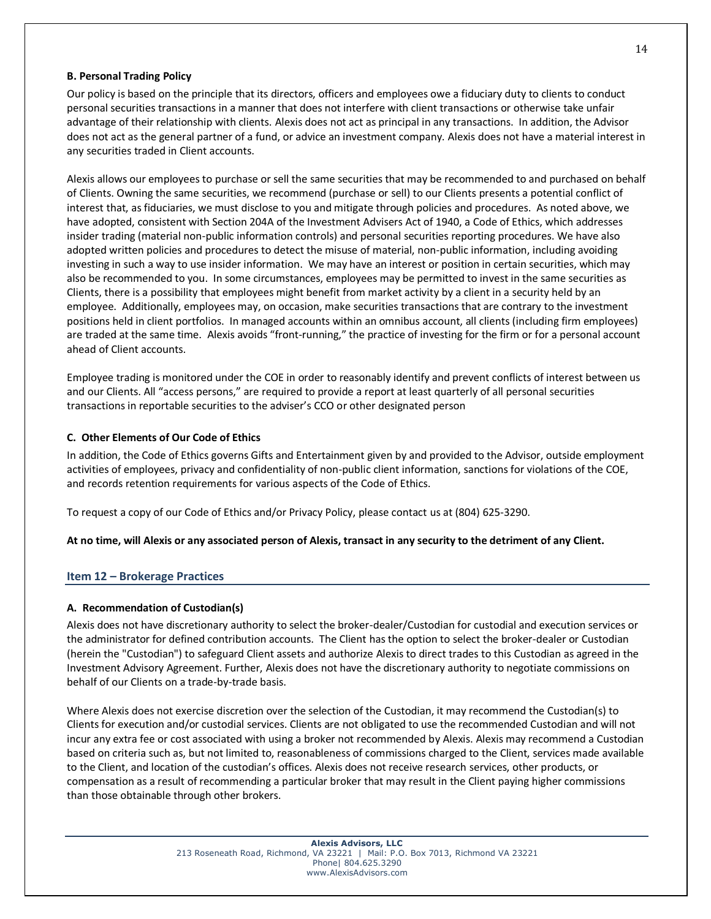**B. Personal Trading Policy**

Our policy is based on the principle that its directors, officers and employees owe a fiduciary duty to clients to conduct personal securities transactions in a manner that does not interfere with client transactions or otherwise take unfair advantage of their relationship with clients. Alexis does not act as principal in any transactions. In addition, the Advisor does not act as the general partner of a fund, or advice an investment company. Alexis does not have a material interest in any securities traded in Client accounts.

Alexis allows our employees to purchase or sell the same securities that may be recommended to and purchased on behalf of Clients. Owning the same securities, we recommend (purchase or sell) to our Clients presents a potential conflict of interest that, as fiduciaries, we must disclose to you and mitigate through policies and procedures. As noted above, we have adopted, consistent with Section 204A of the Investment Advisers Act of 1940, a Code of Ethics, which addresses insider trading (material non-public information controls) and personal securities reporting procedures. We have also adopted written policies and procedures to detect the misuse of material, non-public information, including avoiding investing in such a way to use insider information. We may have an interest or position in certain securities, which may also be recommended to you. In some circumstances, employees may be permitted to invest in the same securities as Clients, there is a possibility that employees might benefit from market activity by a client in a security held by an employee. Additionally, employees may, on occasion, make securities transactions that are contrary to the investment positions held in client portfolios. In managed accounts within an omnibus account, all clients (including firm employees) are traded at the same time. Alexis avoids "front-running," the practice of investing for the firm or for a personal account ahead of Client accounts.

Employee trading is monitored under the COE in order to reasonably identify and prevent conflicts of interest between us and our Clients. All "access persons," are required to provide a report at least quarterly of all personal securities transactions in reportable securities to the adviser's CCO or other designated person

**C. Other Elements of Our Code of Ethics**

In addition, the Code of Ethics governs Gifts and Entertainment given by and provided to the Advisor, outside employment activities of employees, privacy and confidentiality of non-public client information, sanctions for violations of the COE, and records retention requirements for various aspects of the Code of Ethics.

To request a copy of our Code of Ethics and/or Privacy Policy, please contact us at (804) 625-3290.

**At no time, will Alexis or any associated person of Alexis, transact in any security to the detriment of any Client.**

## Item 12 – Brokerage Practices

**A. Recommendation of Custodian(s)**

Alexis does not have discretionary authority to select the broker-dealer/Custodian for custodial and execution services or the administrator for defined contribution accounts. The Client has the option to select the broker-dealer or Custodian (herein the "Custodian") to safeguard Client assets and authorize Alexis to direct trades to this Custodian as agreed in the Investment Advisory Agreement. Further, Alexis does not have the discretionary authority to negotiate commissions on behalf of our Clients on a trade-by-trade basis.

Where Alexis does not exercise discretion over the selection of the Custodian, it may recommend the Custodian(s) to Clients for execution and/or custodial services. Clients are not obligated to use the recommended Custodian and will not incur any extra fee or cost associated with using a broker not recommended by Alexis. Alexis may recommend a Custodian based on criteria such as, but not limited to, reasonableness of commissions charged to the Client, services made available to the Client, and location of the custodian's offices. Alexis does not receive research services, other products, or compensation as a result of recommending a particular broker that may result in the Client paying higher commissions than those obtainable through other brokers.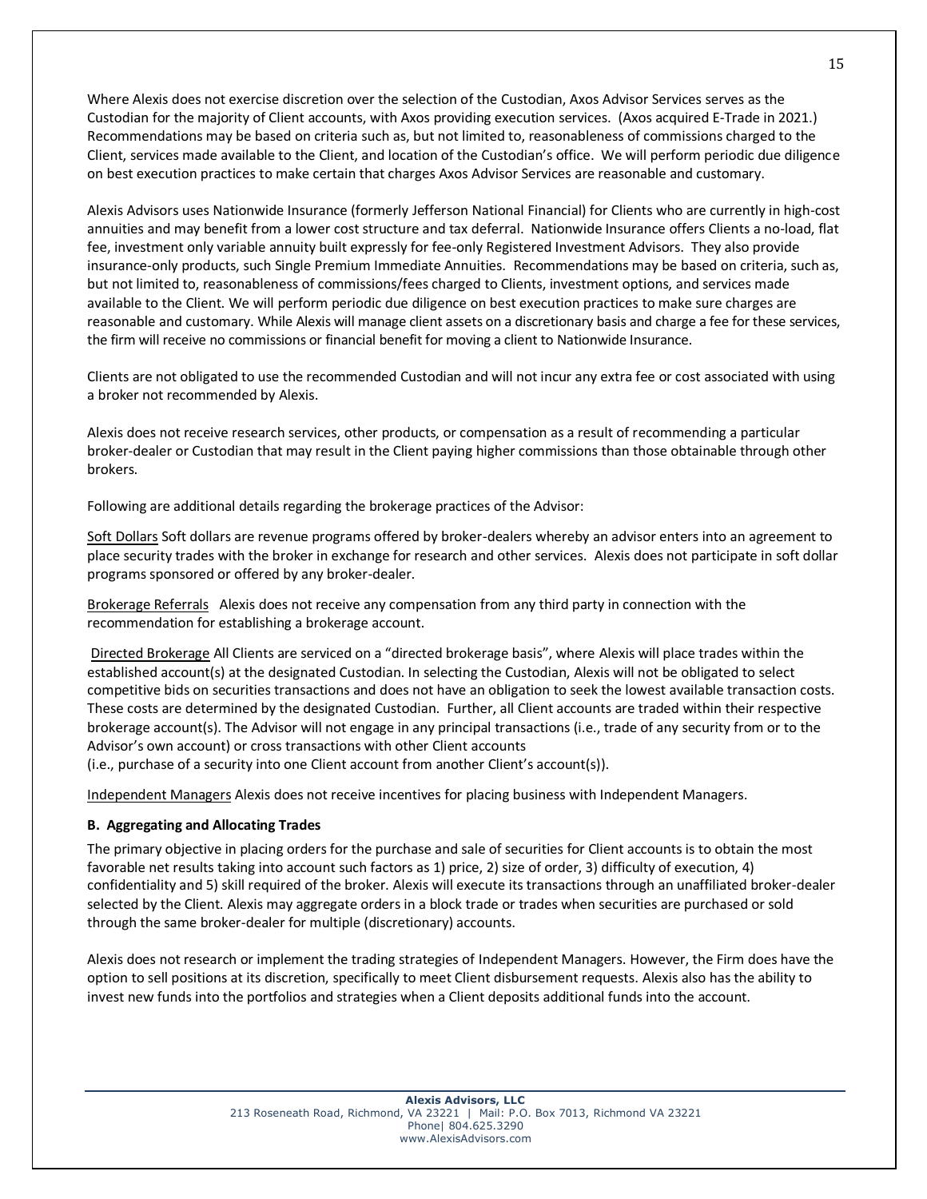Where Alexis does not exercise discretion over the selection of the Custodian, Axos Advisor Services serves as the Custodian for the majority of Client accounts, with Axos providing execution services. (Axos acquired E-Trade in 2021.) Recommendations may be based on criteria such as, but not limited to, reasonableness of commissions charged to the Client, services made available to the Client, and location of the Custodian's office. We will perform periodic due diligence on best execution practices to make certain that charges Axos Advisor Services are reasonable and customary.

Alexis Advisors uses Nationwide Insurance (formerly Jefferson National Financial) for Clients who are currently in high-cost annuities and may benefit from a lower cost structure and tax deferral. Nationwide Insurance offers Clients a no-load, flat fee, investment only variable annuity built expressly for fee-only Registered Investment Advisors. They also provide insurance-only products, such Single Premium Immediate Annuities. Recommendations may be based on criteria, such as, but not limited to, reasonableness of commissions/fees charged to Clients, investment options, and services made available to the Client. We will perform periodic due diligence on best execution practices to make sure charges are reasonable and customary. While Alexis will manage client assets on a discretionary basis and charge a fee for these services, the firm will receive no commissions or financial benefit for moving a client to Nationwide Insurance.

Clients are not obligated to use the recommended Custodian and will not incur any extra fee or cost associated with using a broker not recommended by Alexis.

Alexis does not receive research services, other products, or compensation as a result of recommending a particular broker-dealer or Custodian that may result in the Client paying higher commissions than those obtainable through other brokers.

Following are additional details regarding the brokerage practices of the Advisor:

Soft Dollars Soft dollars are revenue programs offered by broker-dealers whereby an advisor enters into an agreement to place security trades with the broker in exchange for research and other services. Alexis does not participate in soft dollar programs sponsored or offered by any broker-dealer.

Brokerage Referrals Alexis does not receive any compensation from any third party in connection with the recommendation for establishing a brokerage account.

Directed Brokerage All Clients are serviced on a "directed brokerage basis", where Alexis will place trades within the established account(s) at the designated Custodian. In selecting the Custodian, Alexis will not be obligated to select competitive bids on securities transactions and does not have an obligation to seek the lowest available transaction costs. These costs are determined by the designated Custodian. Further, all Client accounts are traded within their respective brokerage account(s). The Advisor will not engage in any principal transactions (i.e., trade of any security from or to the Advisor's own account) or cross transactions with other Client accounts (i.e., purchase of a security into one Client account from another Client's account(s)).

Independent Managers Alexis does not receive incentives for placing business with Independent Managers.

**B. Aggregating and Allocating Trades**

The primary objective in placing orders for the purchase and sale of securities for Client accounts is to obtain the most favorable net results taking into account such factors as 1) price, 2) size of order, 3) difficulty of execution, 4) confidentiality and 5) skill required of the broker. Alexis will execute its transactions through an unaffiliated broker-dealer selected by the Client. Alexis may aggregate orders in a block trade or trades when securities are purchased or sold through the same broker-dealer for multiple (discretionary) accounts.

Alexis does not research or implement the trading strategies of Independent Managers. However, the Firm does have the option to sell positions at its discretion, specifically to meet Client disbursement requests. Alexis also has the ability to invest new funds into the portfolios and strategies when a Client deposits additional funds into the account.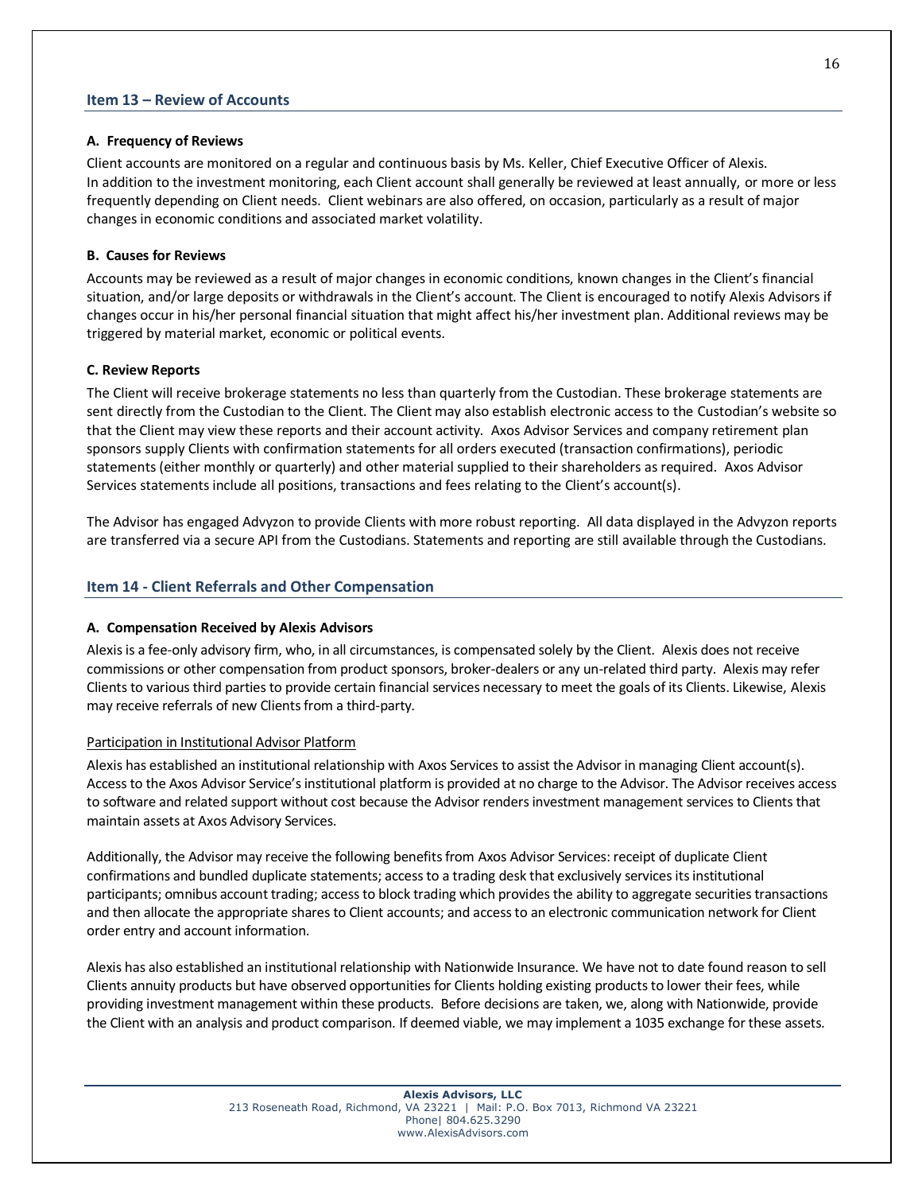## Item 13 – Review of Accounts

**A. Frequency of Reviews**

Client accounts are monitored on a regular and continuous basis by Ms. Keller, Chief Executive Officer of Alexis. In addition to the investment monitoring, each Client account shall generally be reviewed at least annually, or more or less frequently depending on Client needs. Client webinars are also offered, on occasion, particularly as a result of major changes in economic conditions and associated market volatility.

**B. Causes for Reviews**

Accounts may be reviewed as a result of major changes in economic conditions, known changes in the Client's financial situation, and/or large deposits or withdrawals in the Client's account. The Client is encouraged to notify Alexis Advisors if changes occur in his/her personal financial situation that might affect his/her investment plan. Additional reviews may be triggered by material market, economic or political events.

**C. Review Reports**

The Client will receive brokerage statements no less than quarterly from the Custodian. These brokerage statements are sent directly from the Custodian to the Client. The Client may also establish electronic access to the Custodian's website so that the Client may view these reports and their account activity. Axos Advisor Services and company retirement plan sponsors supply Clients with confirmation statements for all orders executed (transaction confirmations), periodic statements (either monthly or quarterly) and other material supplied to their shareholders as required. Axos Advisor Services statements include all positions, transactions and fees relating to the Client's account(s).

The Advisor has engaged Advyzon to provide Clients with more robust reporting. All data displayed in the Advyzon reports are transferred via a secure API from the Custodians. Statements and reporting are still available through the Custodians.

## Item 14 - Client Referrals and Other Compensation

**A. Compensation Received by Alexis Advisors**

Alexis is a fee-only advisory firm, who, in all circumstances, is compensated solely by the Client. Alexis does not receive commissions or other compensation from product sponsors, broker-dealers or any un-related third party. Alexis may refer Clients to various third parties to provide certain financial services necessary to meet the goals of its Clients. Likewise, Alexis may receive referrals of new Clients from a third-party.

<u>Participation in Institutional Advisor Platform</u>

Alexis has established an institutional relationship with Axos Services to assist the Advisor in managing Client account(s). Access to the Axos Advisor Service's institutional platform is provided at no charge to the Advisor. The Advisor receives access to software and related support without cost because the Advisor renders investment management services to Clients that maintain assets at Axos Advisory Services.

Additionally, the Advisor may receive the following benefits from Axos Advisor Services: receipt of duplicate Client confirmations and bundled duplicate statements; access to a trading desk that exclusively services its institutional participants; omnibus account trading; access to block trading which provides the ability to aggregate securities transactions and then allocate the appropriate shares to Client accounts; and access to an electronic communication network for Client order entry and account information.

Alexis has also established an institutional relationship with Nationwide Insurance. We have not to date found reason to sell Clients annuity products but have observed opportunities for Clients holding existing products to lower their fees, while providing investment management within these products. Before decisions are taken, we, along with Nationwide, provide the Client with an analysis and product comparison. If deemed viable, we may implement a 1035 exchange for these assets.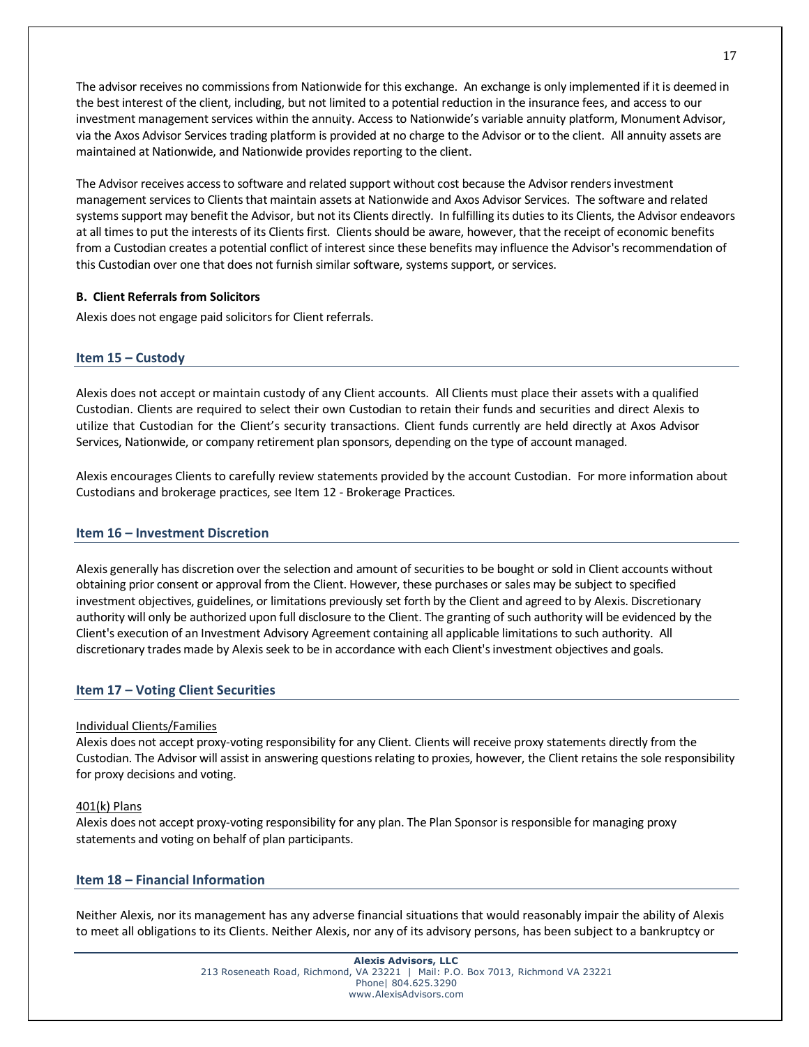The advisor receives no commissions from Nationwide for this exchange. An exchange is only implemented if it is deemed in the best interest of the client, including, but not limited to a potential reduction in the insurance fees, and access to our investment management services within the annuity. Access to Nationwide's variable annuity platform, Monument Advisor, via the Axos Advisor Services trading platform is provided at no charge to the Advisor or to the client. All annuity assets are maintained at Nationwide, and Nationwide provides reporting to the client.

The Advisor receives access to software and related support without cost because the Advisor renders investment management services to Clients that maintain assets at Nationwide and Axos Advisor Services. The software and related systems support may benefit the Advisor, but not its Clients directly. In fulfilling its duties to its Clients, the Advisor endeavors at all times to put the interests of its Clients first. Clients should be aware, however, that the receipt of economic benefits from a Custodian creates a potential conflict of interest since these benefits may influence the Advisor's recommendation of this Custodian over one that does not furnish similar software, systems support, or services.

**B. Client Referrals from Solicitors**

Alexis does not engage paid solicitors for Client referrals.

## Item 15 – Custody

Alexis does not accept or maintain custody of any Client accounts. All Clients must place their assets with a qualified Custodian. Clients are required to select their own Custodian to retain their funds and securities and direct Alexis to utilize that Custodian for the Client's security transactions. Client funds currently are held directly at Axos Advisor Services, Nationwide, or company retirement plan sponsors, depending on the type of account managed.

Alexis encourages Clients to carefully review statements provided by the account Custodian. For more information about Custodians and brokerage practices, see Item 12 - Brokerage Practices.

## Item 16 – Investment Discretion

Alexis generally has discretion over the selection and amount of securities to be bought or sold in Client accounts without obtaining prior consent or approval from the Client. However, these purchases or sales may be subject to specified investment objectives, guidelines, or limitations previously set forth by the Client and agreed to by Alexis. Discretionary authority will only be authorized upon full disclosure to the Client. The granting of such authority will be evidenced by the Client's execution of an Investment Advisory Agreement containing all applicable limitations to such authority. All discretionary trades made by Alexis seek to be in accordance with each Client's investment objectives and goals.

## Item 17 – Voting Client Securities

<u>Individual Clients/Families</u>

Alexis does not accept proxy-voting responsibility for any Client. Clients will receive proxy statements directly from the Custodian. The Advisor will assist in answering questions relating to proxies, however, the Client retains the sole responsibility for proxy decisions and voting.

<u>401(k) Plans</u>

Alexis does not accept proxy-voting responsibility for any plan. The Plan Sponsor is responsible for managing proxy statements and voting on behalf of plan participants.

## Item 18 – Financial Information

Neither Alexis, nor its management has any adverse financial situations that would reasonably impair the ability of Alexis to meet all obligations to its Clients. Neither Alexis, nor any of its advisory persons, has been subject to a bankruptcy or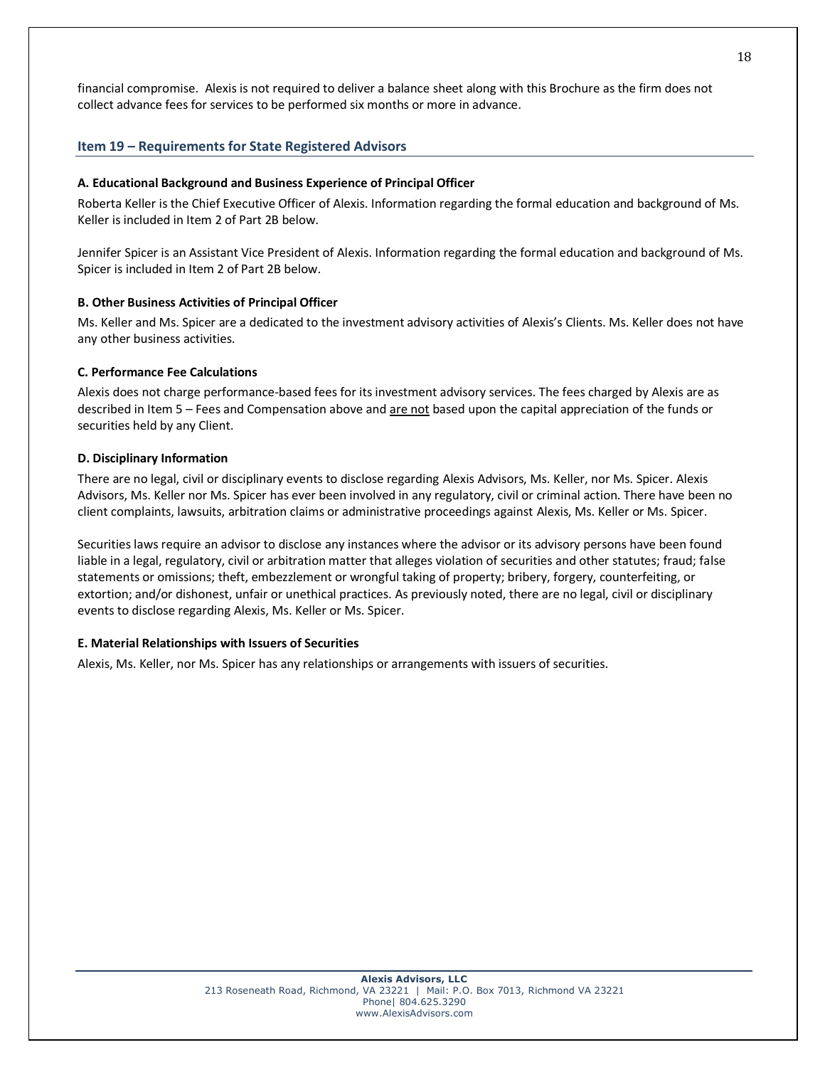financial compromise. Alexis is not required to deliver a balance sheet along with this Brochure as the firm does not collect advance fees for services to be performed six months or more in advance.

## Item 19 – Requirements for State Registered Advisors

**A. Educational Background and Business Experience of Principal Officer**

Roberta Keller is the Chief Executive Officer of Alexis. Information regarding the formal education and background of Ms. Keller is included in Item 2 of Part 2B below.

Jennifer Spicer is an Assistant Vice President of Alexis. Information regarding the formal education and background of Ms. Spicer is included in Item 2 of Part 2B below.

**B. Other Business Activities of Principal Officer**

Ms. Keller and Ms. Spicer are a dedicated to the investment advisory activities of Alexis's Clients. Ms. Keller does not have any other business activities.

**C. Performance Fee Calculations**

Alexis does not charge performance-based fees for its investment advisory services. The fees charged by Alexis are as described in Item 5 – Fees and Compensation above and <u>are not</u> based upon the capital appreciation of the funds or securities held by any Client.

**D. Disciplinary Information**

There are no legal, civil or disciplinary events to disclose regarding Alexis Advisors, Ms. Keller, nor Ms. Spicer. Alexis Advisors, Ms. Keller nor Ms. Spicer has ever been involved in any regulatory, civil or criminal action. There have been no client complaints, lawsuits, arbitration claims or administrative proceedings against Alexis, Ms. Keller or Ms. Spicer.

Securities laws require an advisor to disclose any instances where the advisor or its advisory persons have been found liable in a legal, regulatory, civil or arbitration matter that alleges violation of securities and other statutes; fraud; false statements or omissions; theft, embezzlement or wrongful taking of property; bribery, forgery, counterfeiting, or extortion; and/or dishonest, unfair or unethical practices. As previously noted, there are no legal, civil or disciplinary events to disclose regarding Alexis, Ms. Keller or Ms. Spicer.

**E. Material Relationships with Issuers of Securities**

Alexis, Ms. Keller, nor Ms. Spicer has any relationships or arrangements with issuers of securities.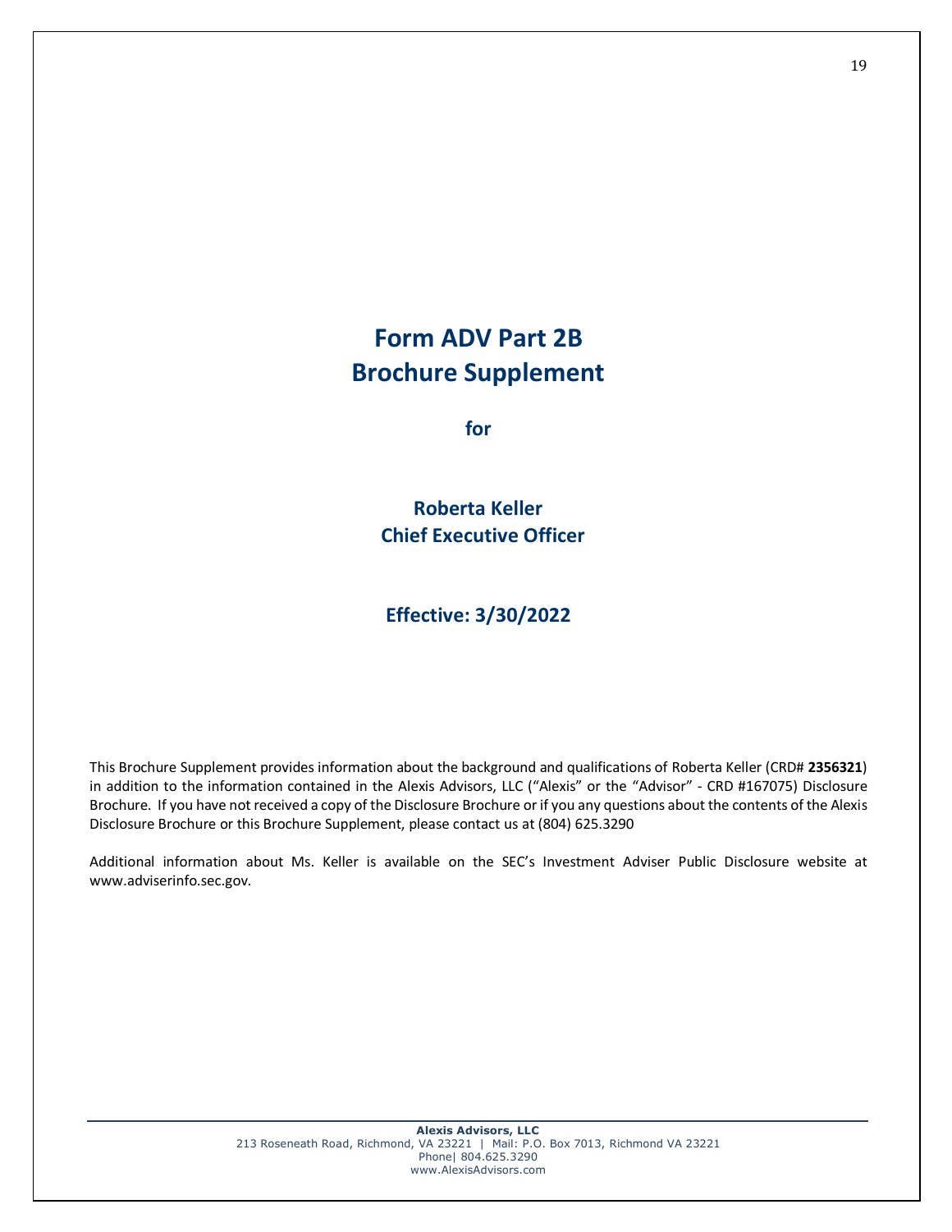# Form ADV Part 2B
# Brochure Supplement

**for**

**Roberta Keller**
**Chief Executive Officer**

**Effective: 3/30/2022**

This Brochure Supplement provides information about the background and qualifications of Roberta Keller (CRD# **2356321**) in addition to the information contained in the Alexis Advisors, LLC ("Alexis" or the "Advisor" - CRD #167075) Disclosure Brochure. If you have not received a copy of the Disclosure Brochure or if you any questions about the contents of the Alexis Disclosure Brochure or this Brochure Supplement, please contact us at (804) 625.3290

Additional information about Ms. Keller is available on the SEC's Investment Adviser Public Disclosure website at www.adviserinfo.sec.gov.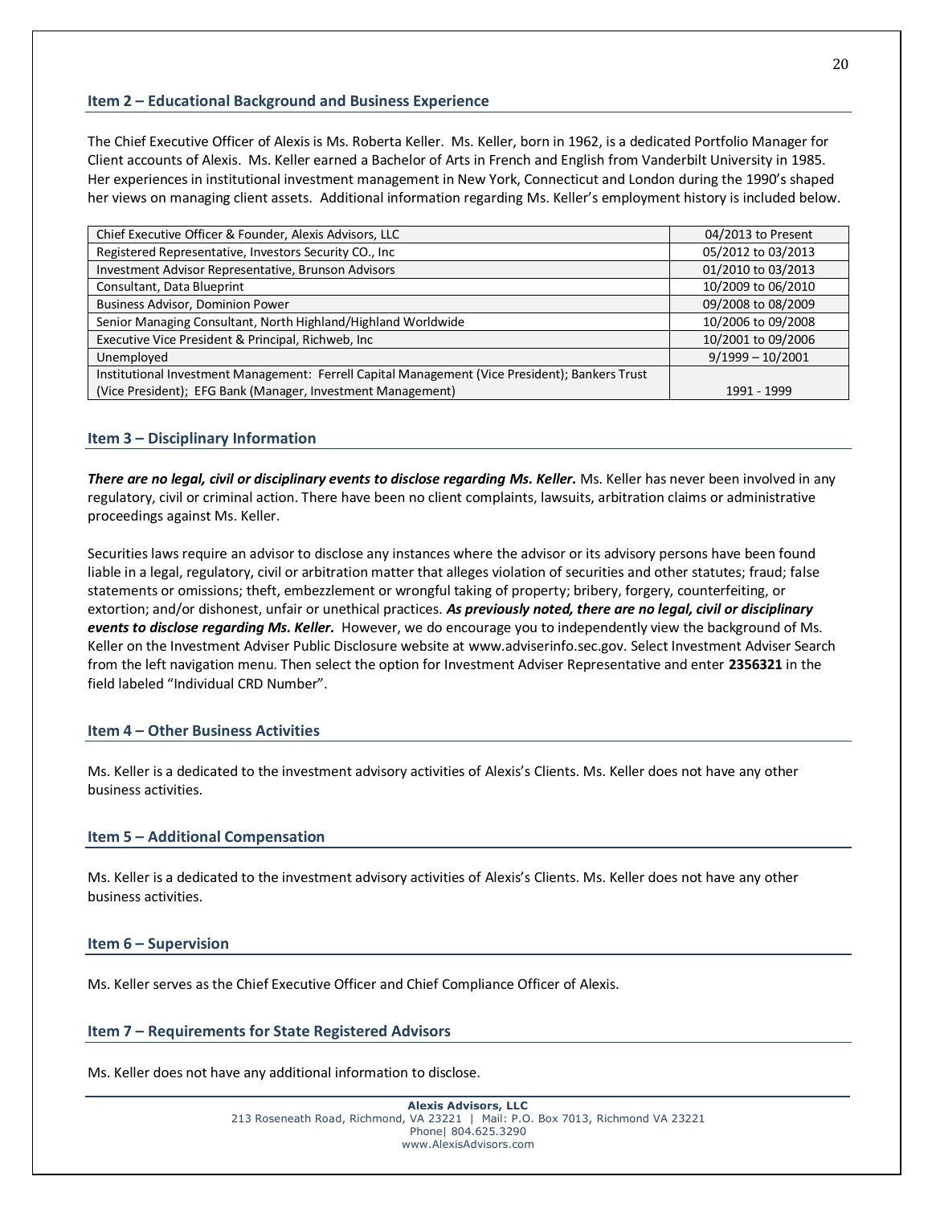## Item 2 – Educational Background and Business Experience

The Chief Executive Officer of Alexis is Ms. Roberta Keller. Ms. Keller, born in 1962, is a dedicated Portfolio Manager for Client accounts of Alexis. Ms. Keller earned a Bachelor of Arts in French and English from Vanderbilt University in 1985. Her experiences in institutional investment management in New York, Connecticut and London during the 1990's shaped her views on managing client assets. Additional information regarding Ms. Keller's employment history is included below.

| | |
|---|---|
| Chief Executive Officer & Founder, Alexis Advisors, LLC | 04/2013 to Present |
| Registered Representative, Investors Security CO., Inc | 05/2012 to 03/2013 |
| Investment Advisor Representative, Brunson Advisors | 01/2010 to 03/2013 |
| Consultant, Data Blueprint | 10/2009 to 06/2010 |
| Business Advisor, Dominion Power | 09/2008 to 08/2009 |
| Senior Managing Consultant, North Highland/Highland Worldwide | 10/2006 to 09/2008 |
| Executive Vice President & Principal, Richweb, Inc | 10/2001 to 09/2006 |
| Unemployed | 9/1999 – 10/2001 |
| Institutional Investment Management: Ferrell Capital Management (Vice President); Bankers Trust (Vice President); EFG Bank (Manager, Investment Management) | 1991 - 1999 |

## Item 3 – Disciplinary Information

***There are no legal, civil or disciplinary events to disclose regarding Ms. Keller.*** Ms. Keller has never been involved in any regulatory, civil or criminal action. There have been no client complaints, lawsuits, arbitration claims or administrative proceedings against Ms. Keller.

Securities laws require an advisor to disclose any instances where the advisor or its advisory persons have been found liable in a legal, regulatory, civil or arbitration matter that alleges violation of securities and other statutes; fraud; false statements or omissions; theft, embezzlement or wrongful taking of property; bribery, forgery, counterfeiting, or extortion; and/or dishonest, unfair or unethical practices. ***As previously noted, there are no legal, civil or disciplinary events to disclose regarding Ms. Keller.*** However, we do encourage you to independently view the background of Ms. Keller on the Investment Adviser Public Disclosure website at www.adviserinfo.sec.gov. Select Investment Adviser Search from the left navigation menu. Then select the option for Investment Adviser Representative and enter **2356321** in the field labeled "Individual CRD Number".

## Item 4 – Other Business Activities

Ms. Keller is a dedicated to the investment advisory activities of Alexis's Clients. Ms. Keller does not have any other business activities.

## Item 5 – Additional Compensation

Ms. Keller is a dedicated to the investment advisory activities of Alexis's Clients. Ms. Keller does not have any other business activities.

## Item 6 – Supervision

Ms. Keller serves as the Chief Executive Officer and Chief Compliance Officer of Alexis.

## Item 7 – Requirements for State Registered Advisors

Ms. Keller does not have any additional information to disclose.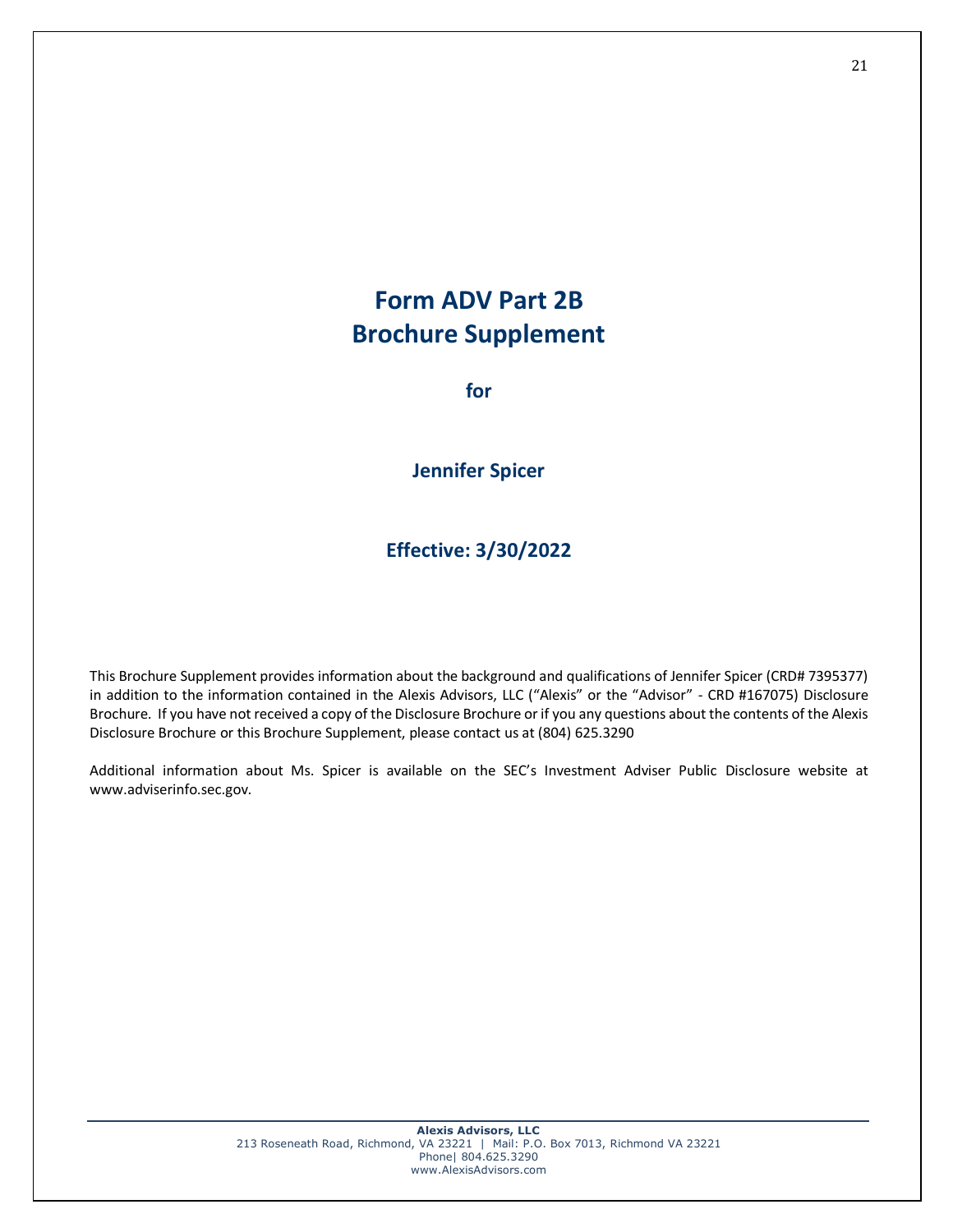# Form ADV Part 2B
# Brochure Supplement

**for**

**Jennifer Spicer**

**Effective: 3/30/2022**

This Brochure Supplement provides information about the background and qualifications of Jennifer Spicer (CRD# 7395377) in addition to the information contained in the Alexis Advisors, LLC ("Alexis" or the "Advisor" - CRD #167075) Disclosure Brochure. If you have not received a copy of the Disclosure Brochure or if you any questions about the contents of the Alexis Disclosure Brochure or this Brochure Supplement, please contact us at (804) 625.3290

Additional information about Ms. Spicer is available on the SEC's Investment Adviser Public Disclosure website at www.adviserinfo.sec.gov.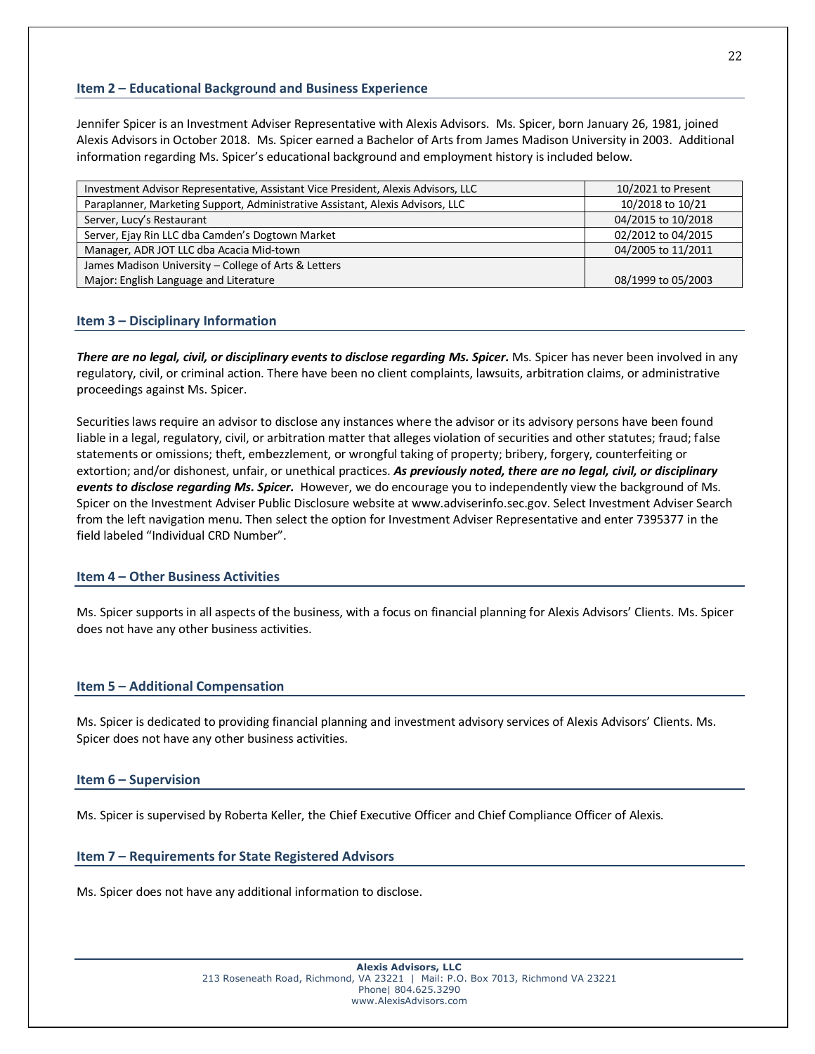## Item 2 – Educational Background and Business Experience

Jennifer Spicer is an Investment Adviser Representative with Alexis Advisors. Ms. Spicer, born January 26, 1981, joined Alexis Advisors in October 2018. Ms. Spicer earned a Bachelor of Arts from James Madison University in 2003. Additional information regarding Ms. Spicer's educational background and employment history is included below.

| | |
|---|---|
| Investment Advisor Representative, Assistant Vice President, Alexis Advisors, LLC | 10/2021 to Present |
| Paraplanner, Marketing Support, Administrative Assistant, Alexis Advisors, LLC | 10/2018 to 10/21 |
| Server, Lucy's Restaurant | 04/2015 to 10/2018 |
| Server, Ejay Rin LLC dba Camden's Dogtown Market | 02/2012 to 04/2015 |
| Manager, ADR JOT LLC dba Acacia Mid-town | 04/2005 to 11/2011 |
| James Madison University – College of Arts & Letters<br>Major: English Language and Literature | 08/1999 to 05/2003 |

## Item 3 – Disciplinary Information

***There are no legal, civil, or disciplinary events to disclose regarding Ms. Spicer.*** Ms. Spicer has never been involved in any regulatory, civil, or criminal action. There have been no client complaints, lawsuits, arbitration claims, or administrative proceedings against Ms. Spicer.

Securities laws require an advisor to disclose any instances where the advisor or its advisory persons have been found liable in a legal, regulatory, civil, or arbitration matter that alleges violation of securities and other statutes; fraud; false statements or omissions; theft, embezzlement, or wrongful taking of property; bribery, forgery, counterfeiting or extortion; and/or dishonest, unfair, or unethical practices. ***As previously noted, there are no legal, civil, or disciplinary events to disclose regarding Ms. Spicer.*** However, we do encourage you to independently view the background of Ms. Spicer on the Investment Adviser Public Disclosure website at www.adviserinfo.sec.gov. Select Investment Adviser Search from the left navigation menu. Then select the option for Investment Adviser Representative and enter 7395377 in the field labeled "Individual CRD Number".

## Item 4 – Other Business Activities

Ms. Spicer supports in all aspects of the business, with a focus on financial planning for Alexis Advisors' Clients. Ms. Spicer does not have any other business activities.

## Item 5 – Additional Compensation

Ms. Spicer is dedicated to providing financial planning and investment advisory services of Alexis Advisors' Clients. Ms. Spicer does not have any other business activities.

## Item 6 – Supervision

Ms. Spicer is supervised by Roberta Keller, the Chief Executive Officer and Chief Compliance Officer of Alexis.

## Item 7 – Requirements for State Registered Advisors

Ms. Spicer does not have any additional information to disclose.